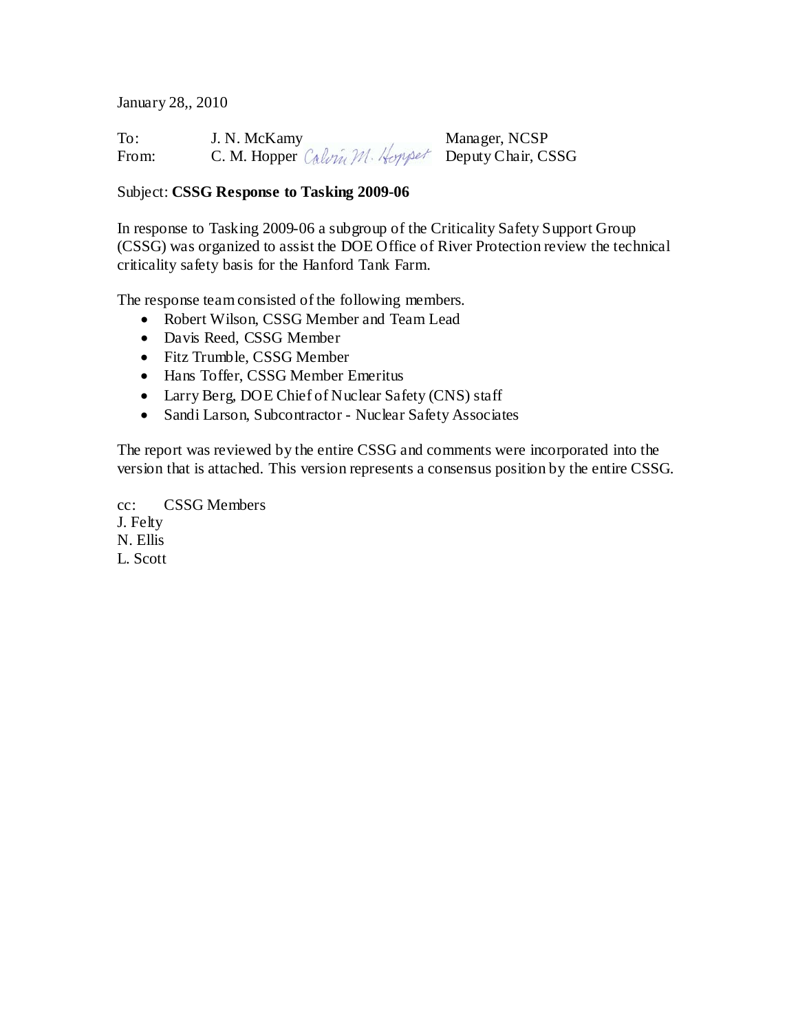January 28,, 2010

| To: | J. N. McKamy | Manager, NCSP |
|---|---|---|
| From: | C. M. Hopper *Calvin M. Hopper* | Deputy Chair, CSSG |

Subject: **CSSG Response to Tasking 2009-06**

In response to Tasking 2009-06 a subgroup of the Criticality Safety Support Group (CSSG) was organized to assist the DOE Office of River Protection review the technical criticality safety basis for the Hanford Tank Farm.

The response team consisted of the following members.

- Robert Wilson, CSSG Member and Team Lead
- Davis Reed, CSSG Member
- Fitz Trumble, CSSG Member
- Hans Toffer, CSSG Member Emeritus
- Larry Berg, DOE Chief of Nuclear Safety (CNS) staff
- Sandi Larson, Subcontractor - Nuclear Safety Associates

The report was reviewed by the entire CSSG and comments were incorporated into the version that is attached. This version represents a consensus position by the entire CSSG.

cc: CSSG Members
J. Felty
N. Ellis
L. Scott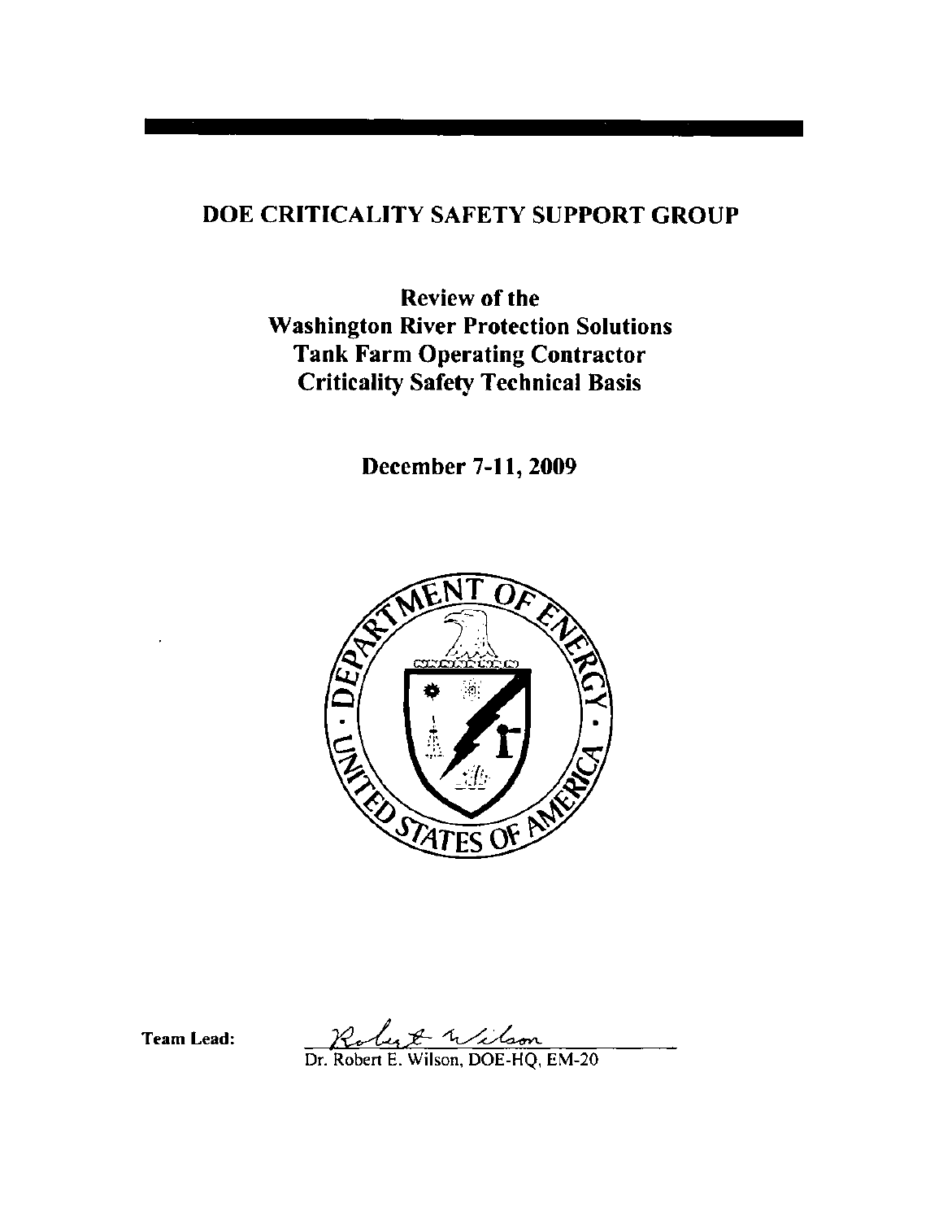# DOE CRITICALITY SAFETY SUPPORT GROUP

## Review of the Washington River Protection Solutions Tank Farm Operating Contractor Criticality Safety Technical Basis

## December 7-11, 2009

**Team Lead:**

Dr. Robert E. Wilson, DOE-HQ, EM-20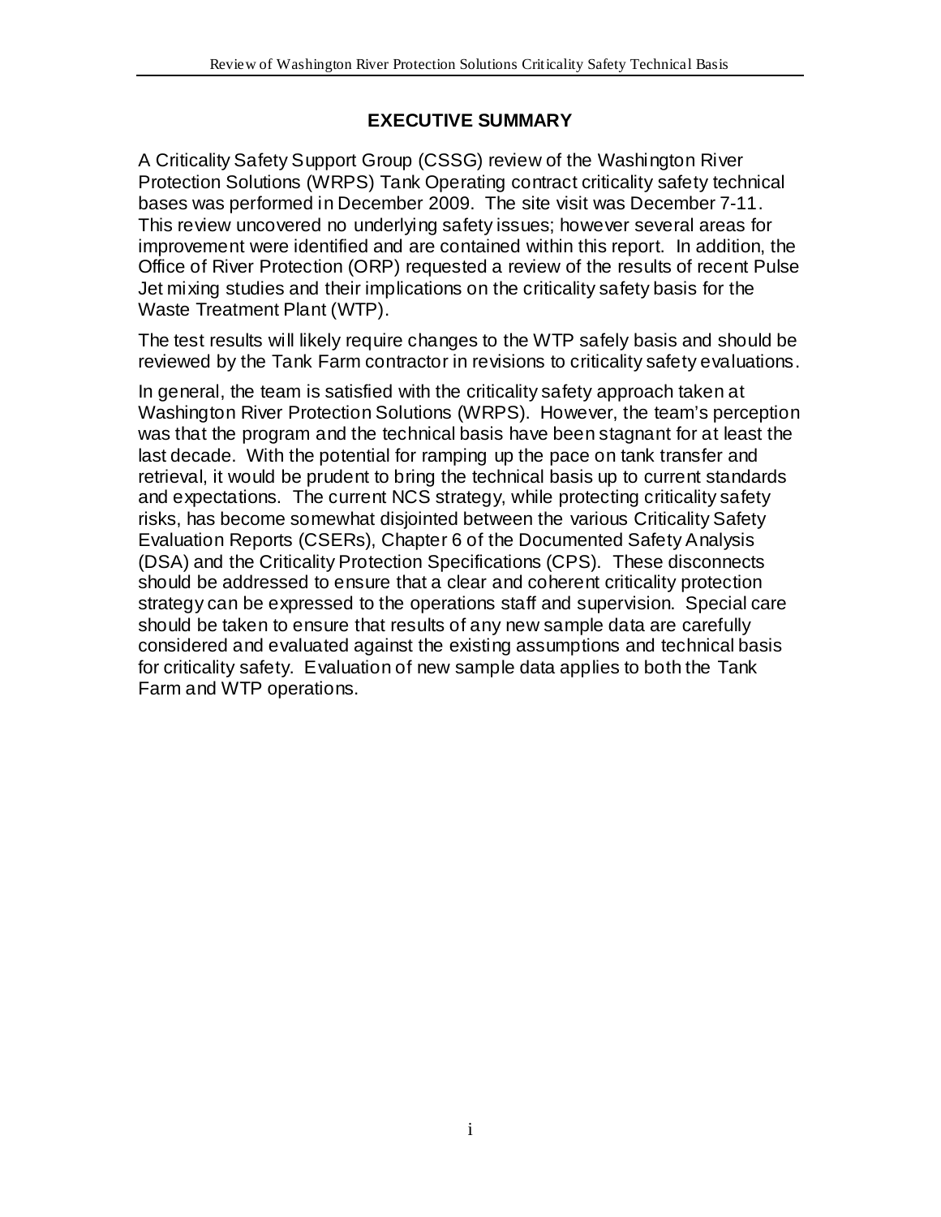## EXECUTIVE SUMMARY

A Criticality Safety Support Group (CSSG) review of the Washington River Protection Solutions (WRPS) Tank Operating contract criticality safety technical bases was performed in December 2009. The site visit was December 7-11. This review uncovered no underlying safety issues; however several areas for improvement were identified and are contained within this report. In addition, the Office of River Protection (ORP) requested a review of the results of recent Pulse Jet mixing studies and their implications on the criticality safety basis for the Waste Treatment Plant (WTP).

The test results will likely require changes to the WTP safely basis and should be reviewed by the Tank Farm contractor in revisions to criticality safety evaluations.

In general, the team is satisfied with the criticality safety approach taken at Washington River Protection Solutions (WRPS). However, the team's perception was that the program and the technical basis have been stagnant for at least the last decade. With the potential for ramping up the pace on tank transfer and retrieval, it would be prudent to bring the technical basis up to current standards and expectations. The current NCS strategy, while protecting criticality safety risks, has become somewhat disjointed between the various Criticality Safety Evaluation Reports (CSERs), Chapter 6 of the Documented Safety Analysis (DSA) and the Criticality Protection Specifications (CPS). These disconnects should be addressed to ensure that a clear and coherent criticality protection strategy can be expressed to the operations staff and supervision. Special care should be taken to ensure that results of any new sample data are carefully considered and evaluated against the existing assumptions and technical basis for criticality safety. Evaluation of new sample data applies to both the Tank Farm and WTP operations.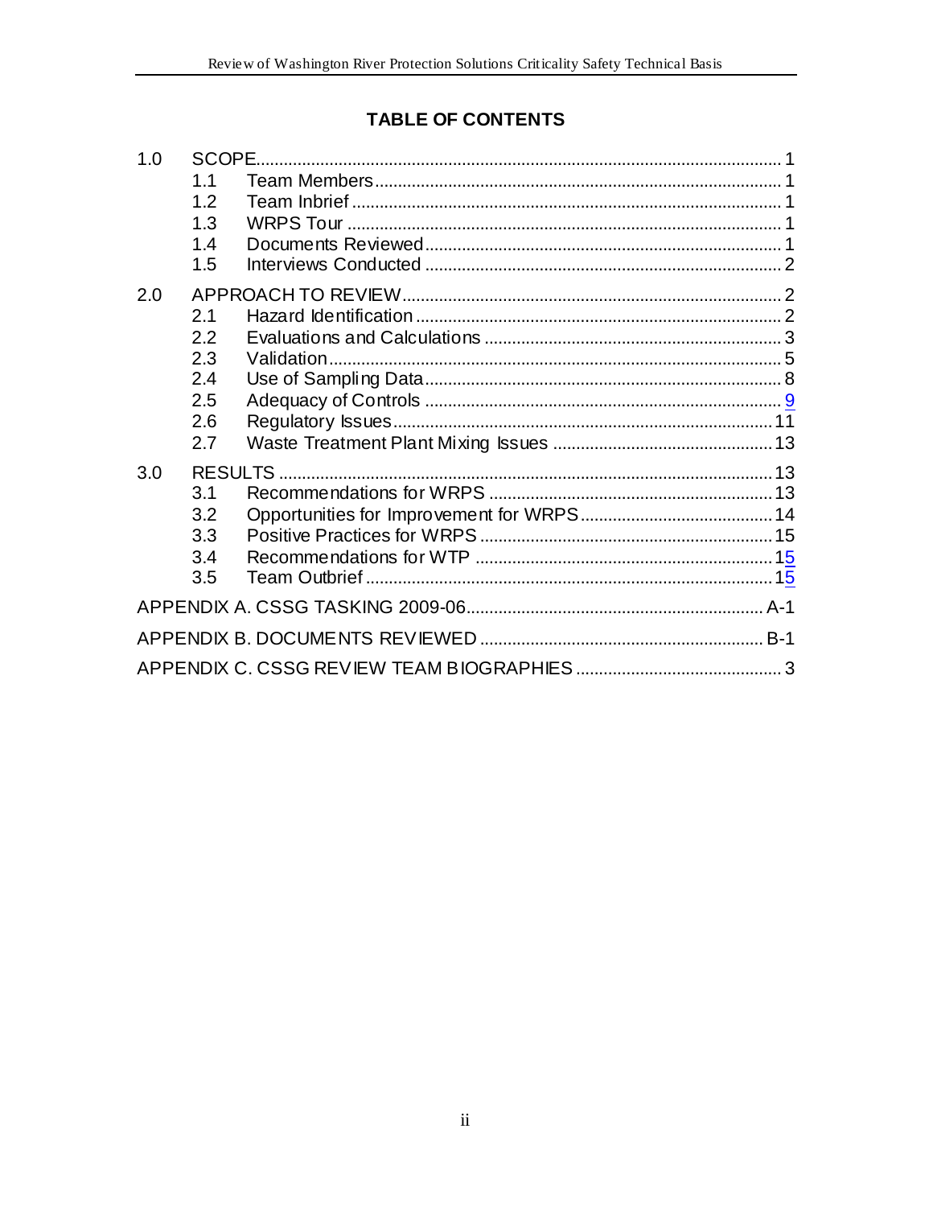## TABLE OF CONTENTS

1.0 SCOPE ........ 1
- 1.1 Team Members ........ 1
- 1.2 Team Inbrief ........ 1
- 1.3 WRPS Tour ........ 1
- 1.4 Documents Reviewed ........ 1
- 1.5 Interviews Conducted ........ 2

2.0 APPROACH TO REVIEW ........ 2
- 2.1 Hazard Identification ........ 2
- 2.2 Evaluations and Calculations ........ 3
- 2.3 Validation ........ 5
- 2.4 Use of Sampling Data ........ 8
- 2.5 Adequacy of Controls ........ 9
- 2.6 Regulatory Issues ........ 11
- 2.7 Waste Treatment Plant Mixing Issues ........ 13

3.0 RESULTS ........ 13
- 3.1 Recommendations for WRPS ........ 13
- 3.2 Opportunities for Improvement for WRPS ........ 14
- 3.3 Positive Practices for WRPS ........ 15
- 3.4 Recommendations for WTP ........ 15
- 3.5 Team Outbrief ........ 15

APPENDIX A. CSSG TASKING 2009-06 ........ A-1

APPENDIX B. DOCUMENTS REVIEWED ........ B-1

APPENDIX C. CSSG REVIEW TEAM BIOGRAPHIES ........ 3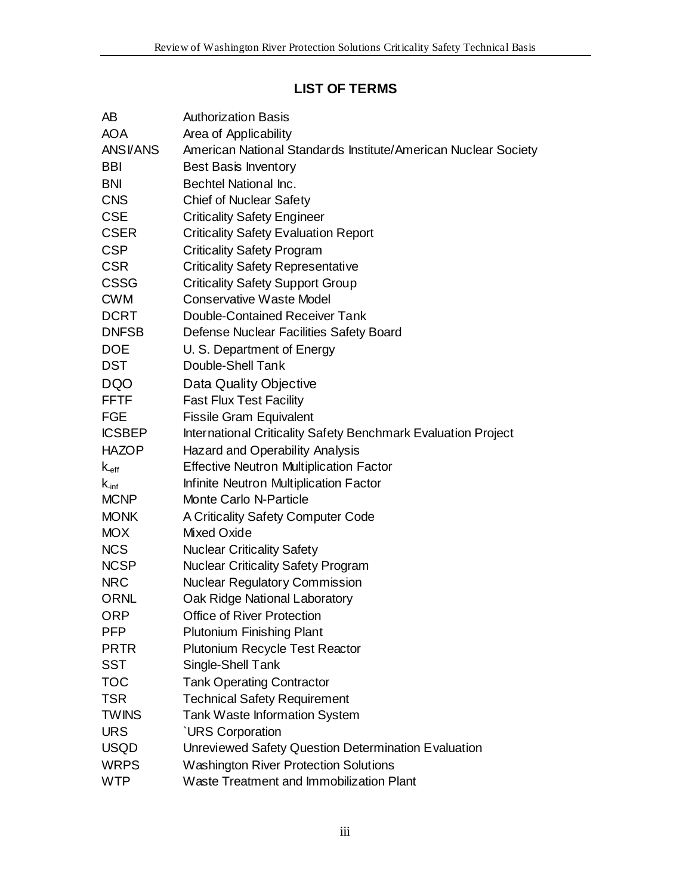## LIST OF TERMS

| | |
|---|---|
| AB | Authorization Basis |
| AOA | Area of Applicability |
| ANSI/ANS | American National Standards Institute/American Nuclear Society |
| BBI | Best Basis Inventory |
| BNI | Bechtel National Inc. |
| CNS | Chief of Nuclear Safety |
| CSE | Criticality Safety Engineer |
| CSER | Criticality Safety Evaluation Report |
| CSP | Criticality Safety Program |
| CSR | Criticality Safety Representative |
| CSSG | Criticality Safety Support Group |
| CWM | Conservative Waste Model |
| DCRT | Double-Contained Receiver Tank |
| DNFSB | Defense Nuclear Facilities Safety Board |
| DOE | U. S. Department of Energy |
| DST | Double-Shell Tank |
| DQO | Data Quality Objective |
| FFTF | Fast Flux Test Facility |
| FGE | Fissile Gram Equivalent |
| ICSBEP | International Criticality Safety Benchmark Evaluation Project |
| HAZOP | Hazard and Operability Analysis |
| $k_{eff}$ | Effective Neutron Multiplication Factor |
| $k_{inf}$ | Infinite Neutron Multiplication Factor |
| MCNP | Monte Carlo N-Particle |
| MONK | A Criticality Safety Computer Code |
| MOX | Mixed Oxide |
| NCS | Nuclear Criticality Safety |
| NCSP | Nuclear Criticality Safety Program |
| NRC | Nuclear Regulatory Commission |
| ORNL | Oak Ridge National Laboratory |
| ORP | Office of River Protection |
| PFP | Plutonium Finishing Plant |
| PRTR | Plutonium Recycle Test Reactor |
| SST | Single-Shell Tank |
| TOC | Tank Operating Contractor |
| TSR | Technical Safety Requirement |
| TWINS | Tank Waste Information System |
| URS | `URS Corporation |
| USQD | Unreviewed Safety Question Determination Evaluation |
| WRPS | Washington River Protection Solutions |
| WTP | Waste Treatment and Immobilization Plant |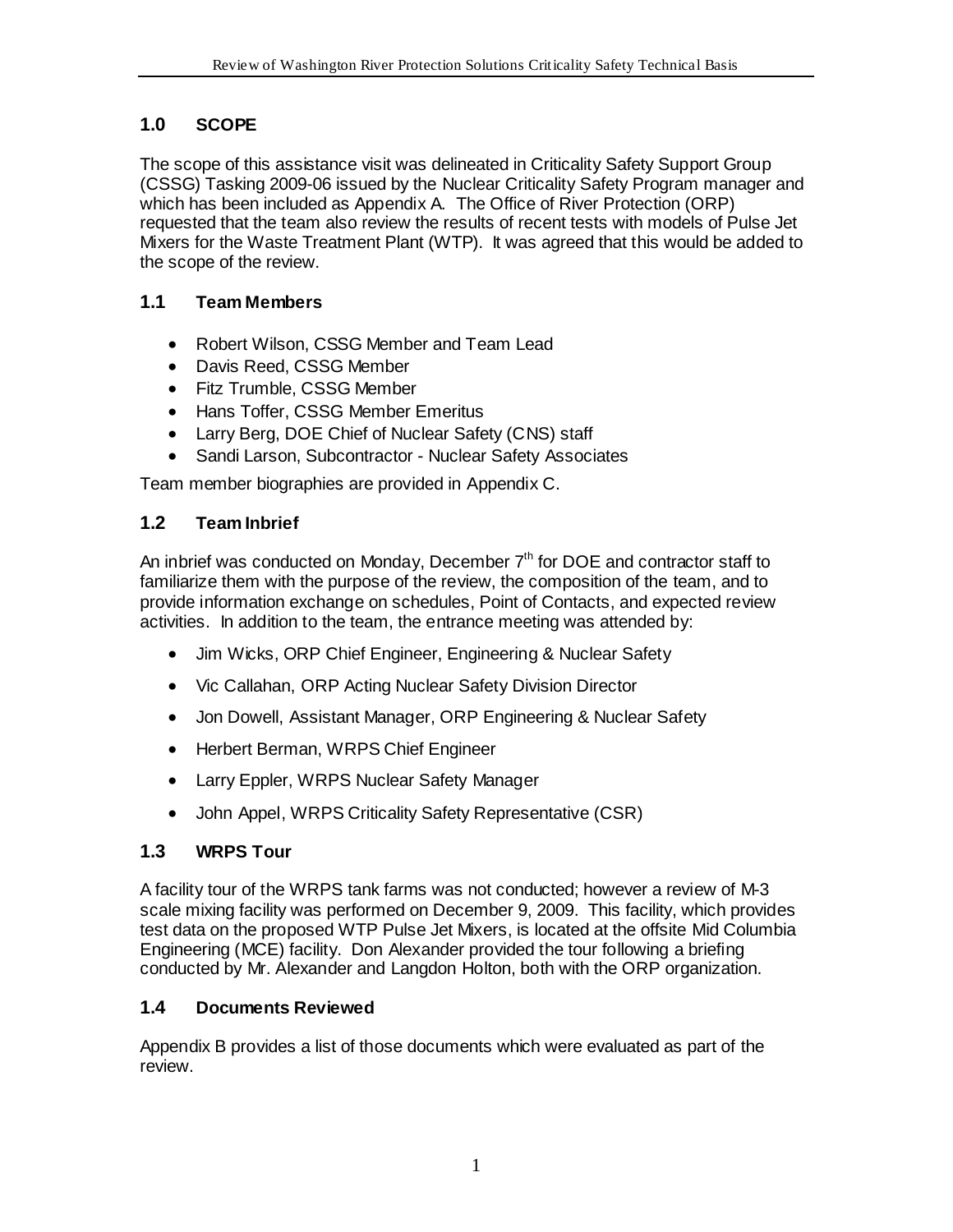## 1.0 SCOPE

The scope of this assistance visit was delineated in Criticality Safety Support Group (CSSG) Tasking 2009-06 issued by the Nuclear Criticality Safety Program manager and which has been included as Appendix A. The Office of River Protection (ORP) requested that the team also review the results of recent tests with models of Pulse Jet Mixers for the Waste Treatment Plant (WTP). It was agreed that this would be added to the scope of the review.

### 1.1 Team Members

- Robert Wilson, CSSG Member and Team Lead
- Davis Reed, CSSG Member
- Fitz Trumble, CSSG Member
- Hans Toffer, CSSG Member Emeritus
- Larry Berg, DOE Chief of Nuclear Safety (CNS) staff
- Sandi Larson, Subcontractor - Nuclear Safety Associates

Team member biographies are provided in Appendix C.

### 1.2 Team Inbrief

An inbrief was conducted on Monday, December 7th for DOE and contractor staff to familiarize them with the purpose of the review, the composition of the team, and to provide information exchange on schedules, Point of Contacts, and expected review activities. In addition to the team, the entrance meeting was attended by:

- Jim Wicks, ORP Chief Engineer, Engineering & Nuclear Safety
- Vic Callahan, ORP Acting Nuclear Safety Division Director
- Jon Dowell, Assistant Manager, ORP Engineering & Nuclear Safety
- Herbert Berman, WRPS Chief Engineer
- Larry Eppler, WRPS Nuclear Safety Manager
- John Appel, WRPS Criticality Safety Representative (CSR)

### 1.3 WRPS Tour

A facility tour of the WRPS tank farms was not conducted; however a review of M-3 scale mixing facility was performed on December 9, 2009. This facility, which provides test data on the proposed WTP Pulse Jet Mixers, is located at the offsite Mid Columbia Engineering (MCE) facility. Don Alexander provided the tour following a briefing conducted by Mr. Alexander and Langdon Holton, both with the ORP organization.

### 1.4 Documents Reviewed

Appendix B provides a list of those documents which were evaluated as part of the review.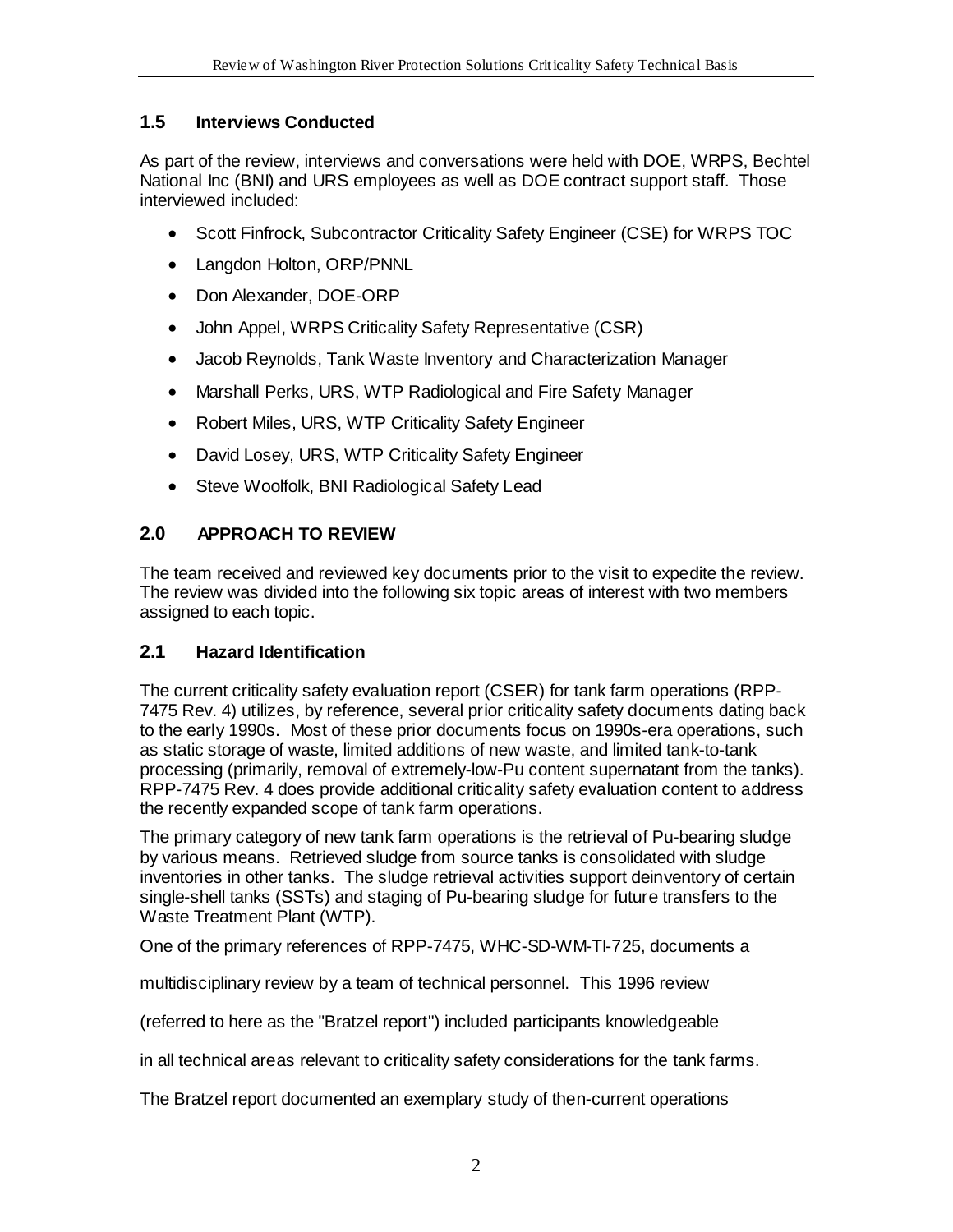## 1.5 Interviews Conducted

As part of the review, interviews and conversations were held with DOE, WRPS, Bechtel National Inc (BNI) and URS employees as well as DOE contract support staff. Those interviewed included:

- Scott Finfrock, Subcontractor Criticality Safety Engineer (CSE) for WRPS TOC
- Langdon Holton, ORP/PNNL
- Don Alexander, DOE-ORP
- John Appel, WRPS Criticality Safety Representative (CSR)
- Jacob Reynolds, Tank Waste Inventory and Characterization Manager
- Marshall Perks, URS, WTP Radiological and Fire Safety Manager
- Robert Miles, URS, WTP Criticality Safety Engineer
- David Losey, URS, WTP Criticality Safety Engineer
- Steve Woolfolk, BNI Radiological Safety Lead

# 2.0 APPROACH TO REVIEW

The team received and reviewed key documents prior to the visit to expedite the review. The review was divided into the following six topic areas of interest with two members assigned to each topic.

## 2.1 Hazard Identification

The current criticality safety evaluation report (CSER) for tank farm operations (RPP-7475 Rev. 4) utilizes, by reference, several prior criticality safety documents dating back to the early 1990s. Most of these prior documents focus on 1990s-era operations, such as static storage of waste, limited additions of new waste, and limited tank-to-tank processing (primarily, removal of extremely-low-Pu content supernatant from the tanks). RPP-7475 Rev. 4 does provide additional criticality safety evaluation content to address the recently expanded scope of tank farm operations.

The primary category of new tank farm operations is the retrieval of Pu-bearing sludge by various means. Retrieved sludge from source tanks is consolidated with sludge inventories in other tanks. The sludge retrieval activities support deinventory of certain single-shell tanks (SSTs) and staging of Pu-bearing sludge for future transfers to the Waste Treatment Plant (WTP).

One of the primary references of RPP-7475, WHC-SD-WM-TI-725, documents a multidisciplinary review by a team of technical personnel. This 1996 review (referred to here as the "Bratzel report") included participants knowledgeable in all technical areas relevant to criticality safety considerations for the tank farms.

The Bratzel report documented an exemplary study of then-current operations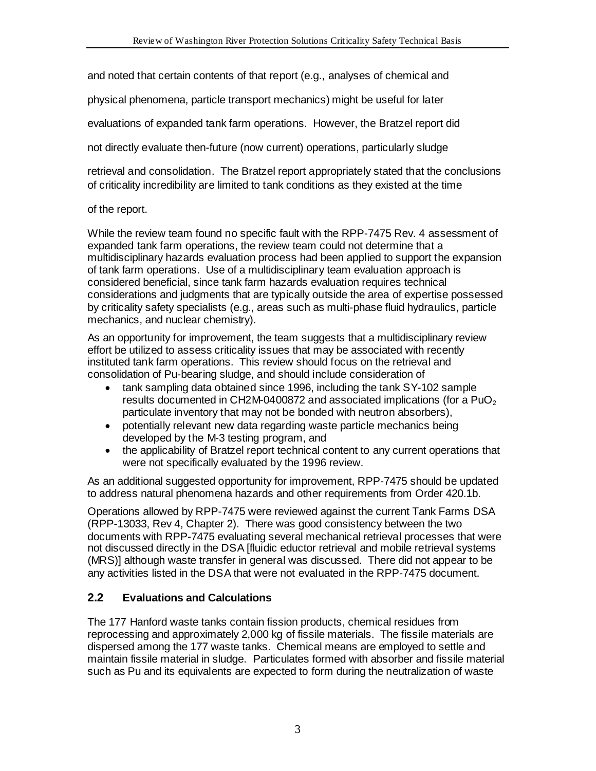and noted that certain contents of that report (e.g., analyses of chemical and physical phenomena, particle transport mechanics) might be useful for later evaluations of expanded tank farm operations. However, the Bratzel report did not directly evaluate then-future (now current) operations, particularly sludge retrieval and consolidation. The Bratzel report appropriately stated that the conclusions of criticality incredibility are limited to tank conditions as they existed at the time of the report.

While the review team found no specific fault with the RPP-7475 Rev. 4 assessment of expanded tank farm operations, the review team could not determine that a multidisciplinary hazards evaluation process had been applied to support the expansion of tank farm operations. Use of a multidisciplinary team evaluation approach is considered beneficial, since tank farm hazards evaluation requires technical considerations and judgments that are typically outside the area of expertise possessed by criticality safety specialists (e.g., areas such as multi-phase fluid hydraulics, particle mechanics, and nuclear chemistry).

As an opportunity for improvement, the team suggests that a multidisciplinary review effort be utilized to assess criticality issues that may be associated with recently instituted tank farm operations. This review should focus on the retrieval and consolidation of Pu-bearing sludge, and should include consideration of

- tank sampling data obtained since 1996, including the tank SY-102 sample results documented in CH2M-0400872 and associated implications (for a $PuO_2$ particulate inventory that may not be bonded with neutron absorbers),
- potentially relevant new data regarding waste particle mechanics being developed by the M-3 testing program, and
- the applicability of Bratzel report technical content to any current operations that were not specifically evaluated by the 1996 review.

As an additional suggested opportunity for improvement, RPP-7475 should be updated to address natural phenomena hazards and other requirements from Order 420.1b.

Operations allowed by RPP-7475 were reviewed against the current Tank Farms DSA (RPP-13033, Rev 4, Chapter 2). There was good consistency between the two documents with RPP-7475 evaluating several mechanical retrieval processes that were not discussed directly in the DSA [fluidic eductor retrieval and mobile retrieval systems (MRS)] although waste transfer in general was discussed. There did not appear to be any activities listed in the DSA that were not evaluated in the RPP-7475 document.

## 2.2 Evaluations and Calculations

The 177 Hanford waste tanks contain fission products, chemical residues from reprocessing and approximately 2,000 kg of fissile materials. The fissile materials are dispersed among the 177 waste tanks. Chemical means are employed to settle and maintain fissile material in sludge. Particulates formed with absorber and fissile material such as Pu and its equivalents are expected to form during the neutralization of waste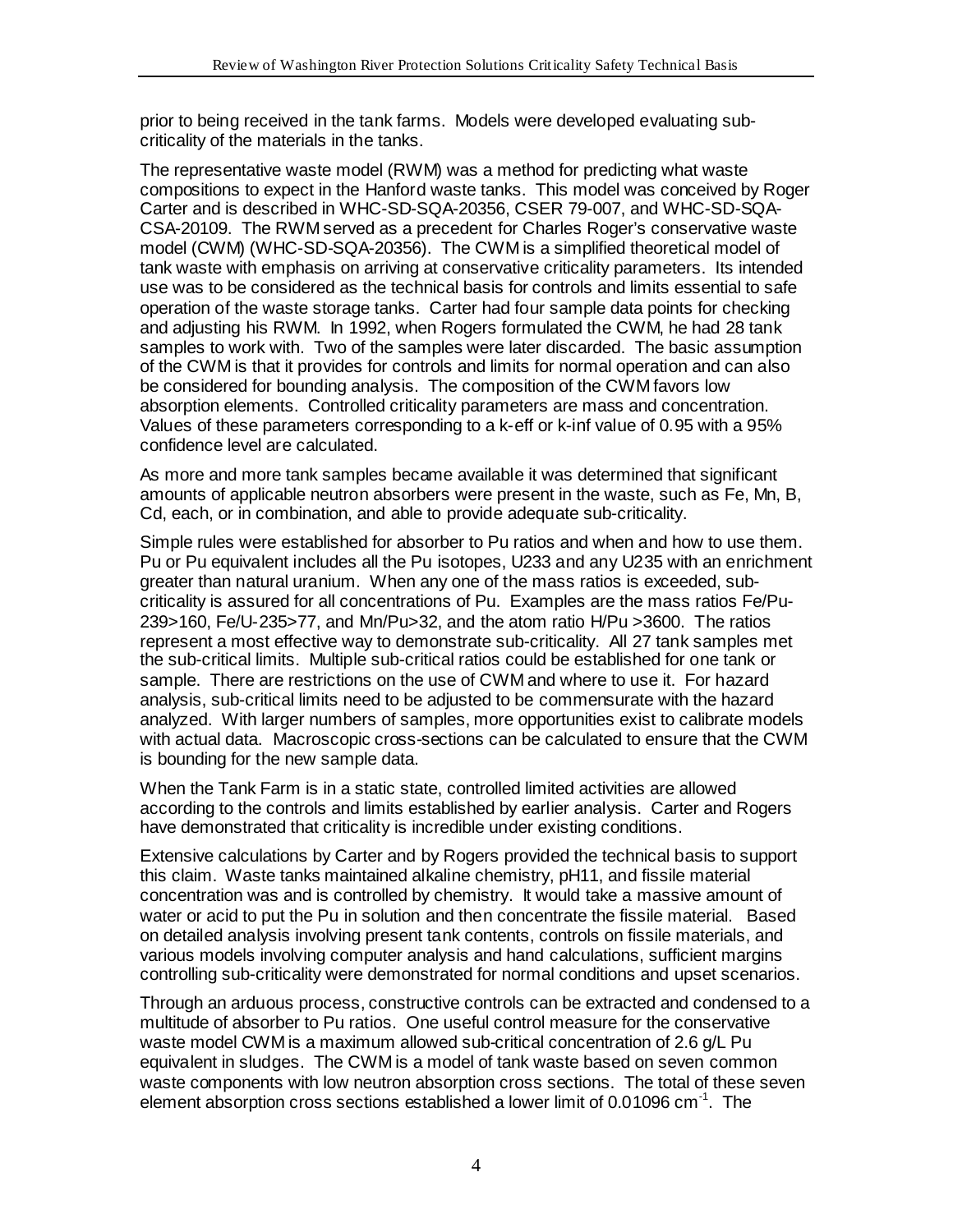prior to being received in the tank farms. Models were developed evaluating sub-criticality of the materials in the tanks.

The representative waste model (RWM) was a method for predicting what waste compositions to expect in the Hanford waste tanks. This model was conceived by Roger Carter and is described in WHC-SD-SQA-20356, CSER 79-007, and WHC-SD-SQA-CSA-20109. The RWM served as a precedent for Charles Roger's conservative waste model (CWM) (WHC-SD-SQA-20356). The CWM is a simplified theoretical model of tank waste with emphasis on arriving at conservative criticality parameters. Its intended use was to be considered as the technical basis for controls and limits essential to safe operation of the waste storage tanks. Carter had four sample data points for checking and adjusting his RWM. In 1992, when Rogers formulated the CWM, he had 28 tank samples to work with. Two of the samples were later discarded. The basic assumption of the CWM is that it provides for controls and limits for normal operation and can also be considered for bounding analysis. The composition of the CWM favors low absorption elements. Controlled criticality parameters are mass and concentration. Values of these parameters corresponding to a k-eff or k-inf value of 0.95 with a 95% confidence level are calculated.

As more and more tank samples became available it was determined that significant amounts of applicable neutron absorbers were present in the waste, such as Fe, Mn, B, Cd, each, or in combination, and able to provide adequate sub-criticality.

Simple rules were established for absorber to Pu ratios and when and how to use them. Pu or Pu equivalent includes all the Pu isotopes, U233 and any U235 with an enrichment greater than natural uranium. When any one of the mass ratios is exceeded, sub-criticality is assured for all concentrations of Pu. Examples are the mass ratios Fe/Pu-239>160, Fe/U-235>77, and Mn/Pu>32, and the atom ratio H/Pu >3600. The ratios represent a most effective way to demonstrate sub-criticality. All 27 tank samples met the sub-critical limits. Multiple sub-critical ratios could be established for one tank or sample. There are restrictions on the use of CWM and where to use it. For hazard analysis, sub-critical limits need to be adjusted to be commensurate with the hazard analyzed. With larger numbers of samples, more opportunities exist to calibrate models with actual data. Macroscopic cross-sections can be calculated to ensure that the CWM is bounding for the new sample data.

When the Tank Farm is in a static state, controlled limited activities are allowed according to the controls and limits established by earlier analysis. Carter and Rogers have demonstrated that criticality is incredible under existing conditions.

Extensive calculations by Carter and by Rogers provided the technical basis to support this claim. Waste tanks maintained alkaline chemistry, pH11, and fissile material concentration was and is controlled by chemistry. It would take a massive amount of water or acid to put the Pu in solution and then concentrate the fissile material. Based on detailed analysis involving present tank contents, controls on fissile materials, and various models involving computer analysis and hand calculations, sufficient margins controlling sub-criticality were demonstrated for normal conditions and upset scenarios.

Through an arduous process, constructive controls can be extracted and condensed to a multitude of absorber to Pu ratios. One useful control measure for the conservative waste model CWM is a maximum allowed sub-critical concentration of 2.6 g/L Pu equivalent in sludges. The CWM is a model of tank waste based on seven common waste components with low neutron absorption cross sections. The total of these seven element absorption cross sections established a lower limit of 0.01096 $cm^{-1}$. The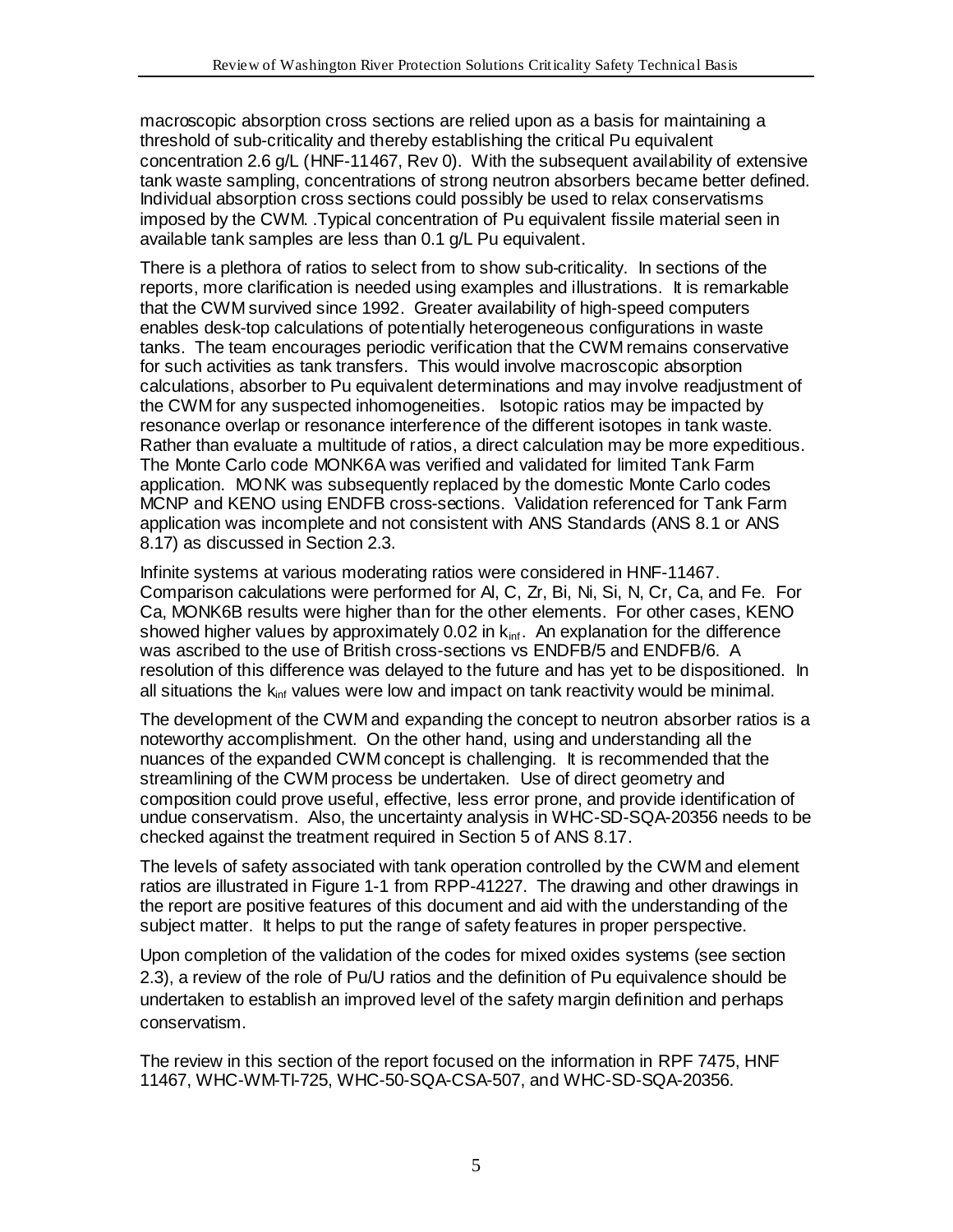macroscopic absorption cross sections are relied upon as a basis for maintaining a threshold of sub-criticality and thereby establishing the critical Pu equivalent concentration 2.6 g/L (HNF-11467, Rev 0). With the subsequent availability of extensive tank waste sampling, concentrations of strong neutron absorbers became better defined. Individual absorption cross sections could possibly be used to relax conservatisms imposed by the CWM. .Typical concentration of Pu equivalent fissile material seen in available tank samples are less than 0.1 g/L Pu equivalent.

There is a plethora of ratios to select from to show sub-criticality. In sections of the reports, more clarification is needed using examples and illustrations. It is remarkable that the CWM survived since 1992. Greater availability of high-speed computers enables desk-top calculations of potentially heterogeneous configurations in waste tanks. The team encourages periodic verification that the CWM remains conservative for such activities as tank transfers. This would involve macroscopic absorption calculations, absorber to Pu equivalent determinations and may involve readjustment of the CWM for any suspected inhomogeneities. Isotopic ratios may be impacted by resonance overlap or resonance interference of the different isotopes in tank waste. Rather than evaluate a multitude of ratios, a direct calculation may be more expeditious. The Monte Carlo code MONK6A was verified and validated for limited Tank Farm application. MONK was subsequently replaced by the domestic Monte Carlo codes MCNP and KENO using ENDFB cross-sections. Validation referenced for Tank Farm application was incomplete and not consistent with ANS Standards (ANS 8.1 or ANS 8.17) as discussed in Section 2.3.

Infinite systems at various moderating ratios were considered in HNF-11467. Comparison calculations were performed for Al, C, Zr, Bi, Ni, Si, N, Cr, Ca, and Fe. For Ca, MONK6B results were higher than for the other elements. For other cases, KENO showed higher values by approximately 0.02 in $k_{inf}$. An explanation for the difference was ascribed to the use of British cross-sections vs ENDFB/5 and ENDFB/6. A resolution of this difference was delayed to the future and has yet to be dispositioned. In all situations the $k_{inf}$ values were low and impact on tank reactivity would be minimal.

The development of the CWM and expanding the concept to neutron absorber ratios is a noteworthy accomplishment. On the other hand, using and understanding all the nuances of the expanded CWM concept is challenging. It is recommended that the streamlining of the CWM process be undertaken. Use of direct geometry and composition could prove useful, effective, less error prone, and provide identification of undue conservatism. Also, the uncertainty analysis in WHC-SD-SQA-20356 needs to be checked against the treatment required in Section 5 of ANS 8.17.

The levels of safety associated with tank operation controlled by the CWM and element ratios are illustrated in Figure 1-1 from RPP-41227. The drawing and other drawings in the report are positive features of this document and aid with the understanding of the subject matter. It helps to put the range of safety features in proper perspective.

Upon completion of the validation of the codes for mixed oxides systems (see section 2.3), a review of the role of Pu/U ratios and the definition of Pu equivalence should be undertaken to establish an improved level of the safety margin definition and perhaps conservatism.

The review in this section of the report focused on the information in RPF 7475, HNF 11467, WHC-WM-TI-725, WHC-50-SQA-CSA-507, and WHC-SD-SQA-20356.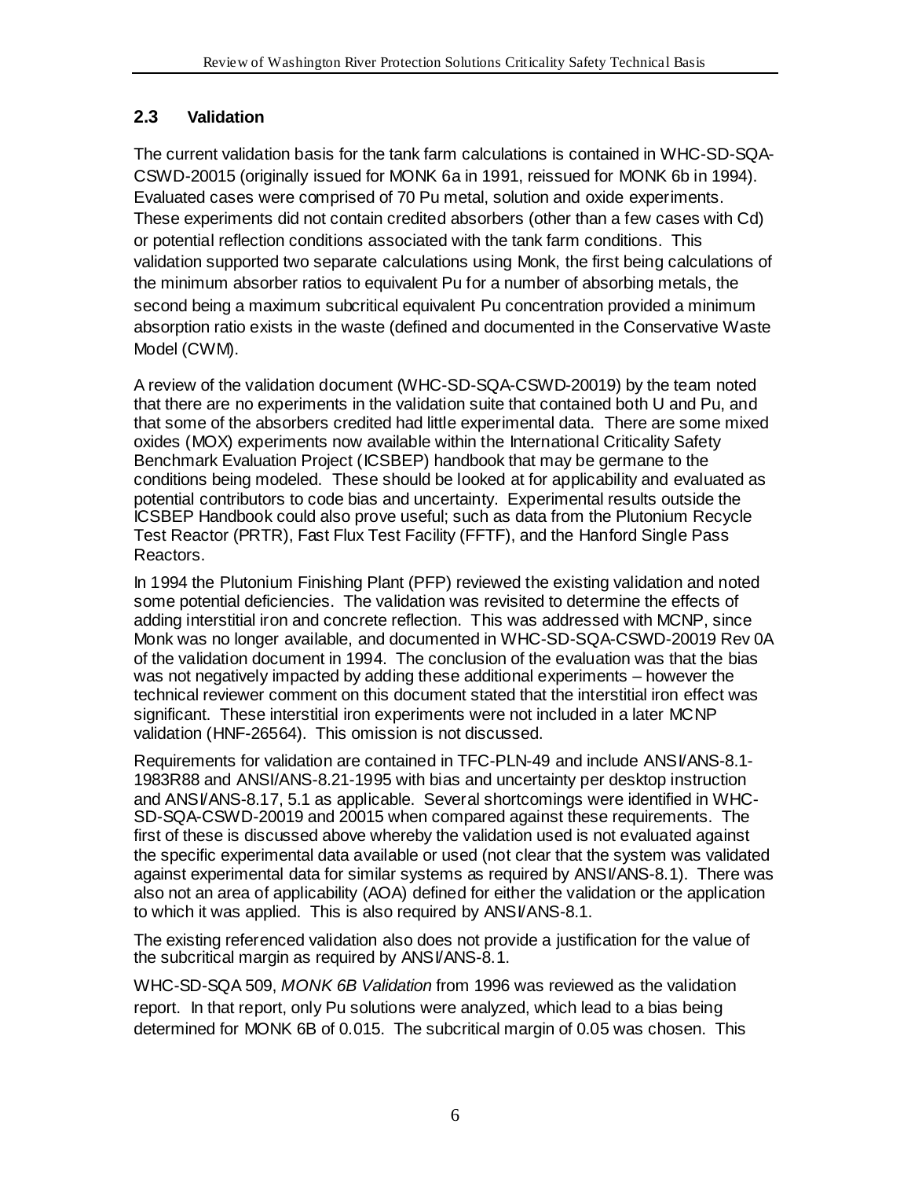## 2.3 Validation

The current validation basis for the tank farm calculations is contained in WHC-SD-SQA-CSWD-20015 (originally issued for MONK 6a in 1991, reissued for MONK 6b in 1994). Evaluated cases were comprised of 70 Pu metal, solution and oxide experiments. These experiments did not contain credited absorbers (other than a few cases with Cd) or potential reflection conditions associated with the tank farm conditions. This validation supported two separate calculations using Monk, the first being calculations of the minimum absorber ratios to equivalent Pu for a number of absorbing metals, the second being a maximum subcritical equivalent Pu concentration provided a minimum absorption ratio exists in the waste (defined and documented in the Conservative Waste Model (CWM).

A review of the validation document (WHC-SD-SQA-CSWD-20019) by the team noted that there are no experiments in the validation suite that contained both U and Pu, and that some of the absorbers credited had little experimental data. There are some mixed oxides (MOX) experiments now available within the International Criticality Safety Benchmark Evaluation Project (ICSBEP) handbook that may be germane to the conditions being modeled. These should be looked at for applicability and evaluated as potential contributors to code bias and uncertainty. Experimental results outside the ICSBEP Handbook could also prove useful; such as data from the Plutonium Recycle Test Reactor (PRTR), Fast Flux Test Facility (FFTF), and the Hanford Single Pass Reactors.

In 1994 the Plutonium Finishing Plant (PFP) reviewed the existing validation and noted some potential deficiencies. The validation was revisited to determine the effects of adding interstitial iron and concrete reflection. This was addressed with MCNP, since Monk was no longer available, and documented in WHC-SD-SQA-CSWD-20019 Rev 0A of the validation document in 1994. The conclusion of the evaluation was that the bias was not negatively impacted by adding these additional experiments – however the technical reviewer comment on this document stated that the interstitial iron effect was significant. These interstitial iron experiments were not included in a later MCNP validation (HNF-26564). This omission is not discussed.

Requirements for validation are contained in TFC-PLN-49 and include ANSI/ANS-8.1-1983R88 and ANSI/ANS-8.21-1995 with bias and uncertainty per desktop instruction and ANSI/ANS-8.17, 5.1 as applicable. Several shortcomings were identified in WHC-SD-SQA-CSWD-20019 and 20015 when compared against these requirements. The first of these is discussed above whereby the validation used is not evaluated against the specific experimental data available or used (not clear that the system was validated against experimental data for similar systems as required by ANSI/ANS-8.1). There was also not an area of applicability (AOA) defined for either the validation or the application to which it was applied. This is also required by ANSI/ANS-8.1.

The existing referenced validation also does not provide a justification for the value of the subcritical margin as required by ANSI/ANS-8.1.

WHC-SD-SQA 509, *MONK 6B Validation* from 1996 was reviewed as the validation report. In that report, only Pu solutions were analyzed, which lead to a bias being determined for MONK 6B of 0.015. The subcritical margin of 0.05 was chosen. This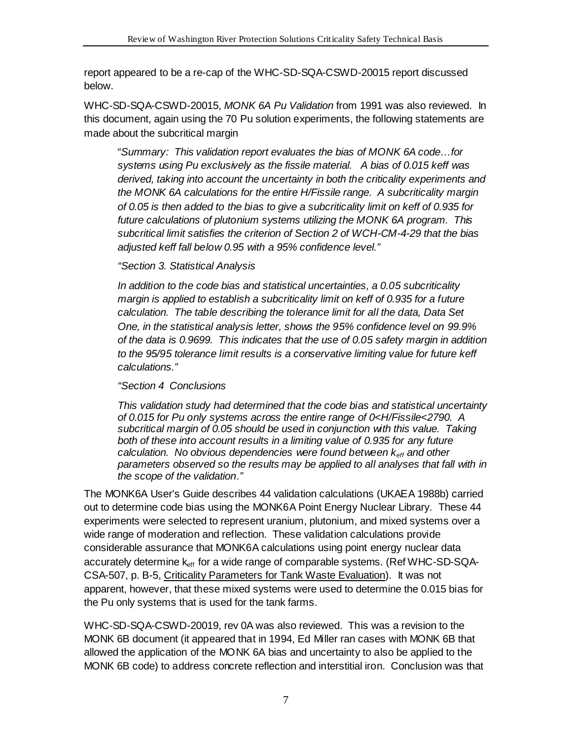report appeared to be a re-cap of the WHC-SD-SQA-CSWD-20015 report discussed below.

WHC-SD-SQA-CSWD-20015, *MONK 6A Pu Validation* from 1991 was also reviewed. In this document, again using the 70 Pu solution experiments, the following statements are made about the subcritical margin

> "*Summary: This validation report evaluates the bias of MONK 6A code…for systems using Pu exclusively as the fissile material. A bias of 0.015 keff was derived, taking into account the uncertainty in both the criticality experiments and the MONK 6A calculations for the entire H/Fissile range. A subcriticality margin of 0.05 is then added to the bias to give a subcriticality limit on keff of 0.935 for future calculations of plutonium systems utilizing the MONK 6A program. This subcritical limit satisfies the criterion of Section 2 of WCH-CM-4-29 that the bias adjusted keff fall below 0.95 with a 95% confidence level.*"
>
> *"Section 3. Statistical Analysis*
>
> *In addition to the code bias and statistical uncertainties, a 0.05 subcriticality margin is applied to establish a subcriticality limit on keff of 0.935 for a future calculation. The table describing the tolerance limit for all the data, Data Set One, in the statistical analysis letter, shows the 95% confidence level on 99.9% of the data is 0.9699. This indicates that the use of 0.05 safety margin in addition to the 95/95 tolerance limit results is a conservative limiting value for future keff calculations."*
>
> *"Section 4 Conclusions*
>
> *This validation study had determined that the code bias and statistical uncertainty of 0.015 for Pu only systems across the entire range of 0<H/Fissile<2790. A subcritical margin of 0.05 should be used in conjunction with this value. Taking both of these into account results in a limiting value of 0.935 for any future calculation. No obvious dependencies were found between $k_{eff}$ and other parameters observed so the results may be applied to all analyses that fall with in the scope of the validation."*

The MONK6A User's Guide describes 44 validation calculations (UKAEA 1988b) carried out to determine code bias using the MONK6A Point Energy Nuclear Library. These 44 experiments were selected to represent uranium, plutonium, and mixed systems over a wide range of moderation and reflection. These validation calculations provide considerable assurance that MONK6A calculations using point energy nuclear data accurately determine $k_{eff}$ for a wide range of comparable systems. (Ref WHC-SD-SQA-CSA-507, p. B-5, Criticality Parameters for Tank Waste Evaluation). It was not apparent, however, that these mixed systems were used to determine the 0.015 bias for the Pu only systems that is used for the tank farms.

WHC-SD-SQA-CSWD-20019, rev 0A was also reviewed. This was a revision to the MONK 6B document (it appeared that in 1994, Ed Miller ran cases with MONK 6B that allowed the application of the MONK 6A bias and uncertainty to also be applied to the MONK 6B code) to address concrete reflection and interstitial iron. Conclusion was that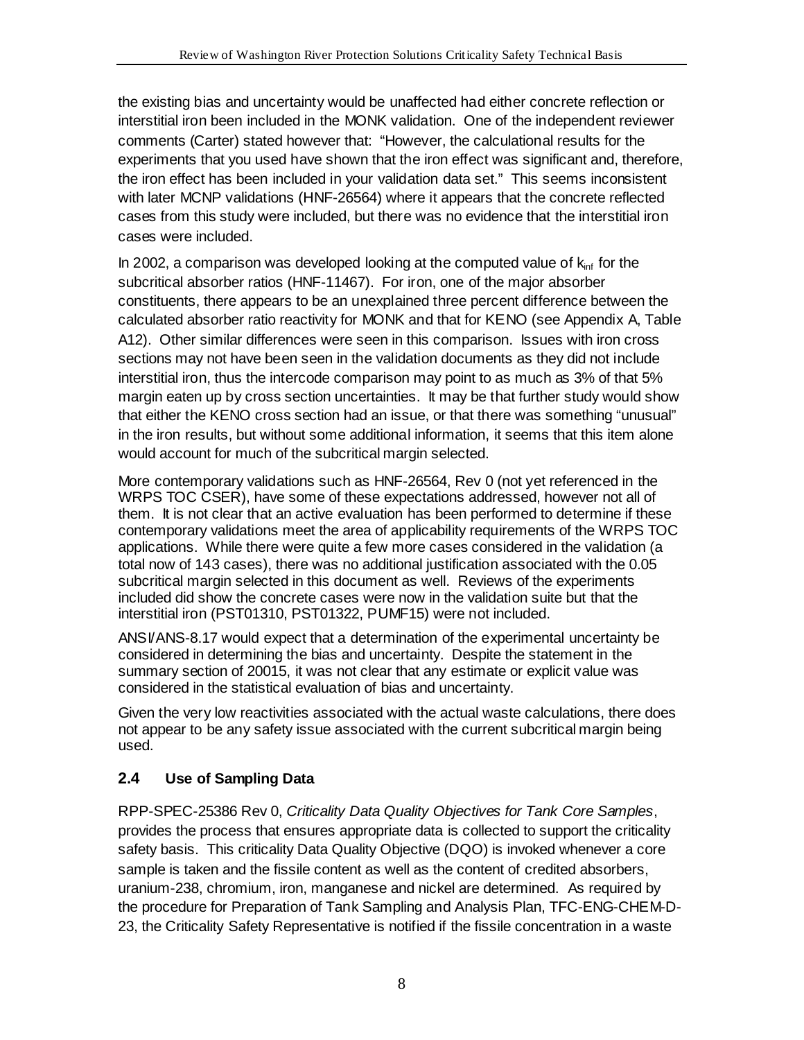the existing bias and uncertainty would be unaffected had either concrete reflection or interstitial iron been included in the MONK validation. One of the independent reviewer comments (Carter) stated however that: "However, the calculational results for the experiments that you used have shown that the iron effect was significant and, therefore, the iron effect has been included in your validation data set." This seems inconsistent with later MCNP validations (HNF-26564) where it appears that the concrete reflected cases from this study were included, but there was no evidence that the interstitial iron cases were included.

In 2002, a comparison was developed looking at the computed value of $k_{inf}$ for the subcritical absorber ratios (HNF-11467). For iron, one of the major absorber constituents, there appears to be an unexplained three percent difference between the calculated absorber ratio reactivity for MONK and that for KENO (see Appendix A, Table A12). Other similar differences were seen in this comparison. Issues with iron cross sections may not have been seen in the validation documents as they did not include interstitial iron, thus the intercode comparison may point to as much as 3% of that 5% margin eaten up by cross section uncertainties. It may be that further study would show that either the KENO cross section had an issue, or that there was something "unusual" in the iron results, but without some additional information, it seems that this item alone would account for much of the subcritical margin selected.

More contemporary validations such as HNF-26564, Rev 0 (not yet referenced in the WRPS TOC CSER), have some of these expectations addressed, however not all of them. It is not clear that an active evaluation has been performed to determine if these contemporary validations meet the area of applicability requirements of the WRPS TOC applications. While there were quite a few more cases considered in the validation (a total now of 143 cases), there was no additional justification associated with the 0.05 subcritical margin selected in this document as well. Reviews of the experiments included did show the concrete cases were now in the validation suite but that the interstitial iron (PST01310, PST01322, PUMF15) were not included.

ANSI/ANS-8.17 would expect that a determination of the experimental uncertainty be considered in determining the bias and uncertainty. Despite the statement in the summary section of 20015, it was not clear that any estimate or explicit value was considered in the statistical evaluation of bias and uncertainty.

Given the very low reactivities associated with the actual waste calculations, there does not appear to be any safety issue associated with the current subcritical margin being used.

## 2.4 Use of Sampling Data

RPP-SPEC-25386 Rev 0, *Criticality Data Quality Objectives for Tank Core Samples*, provides the process that ensures appropriate data is collected to support the criticality safety basis. This criticality Data Quality Objective (DQO) is invoked whenever a core sample is taken and the fissile content as well as the content of credited absorbers, uranium-238, chromium, iron, manganese and nickel are determined. As required by the procedure for Preparation of Tank Sampling and Analysis Plan, TFC-ENG-CHEM-D-23, the Criticality Safety Representative is notified if the fissile concentration in a waste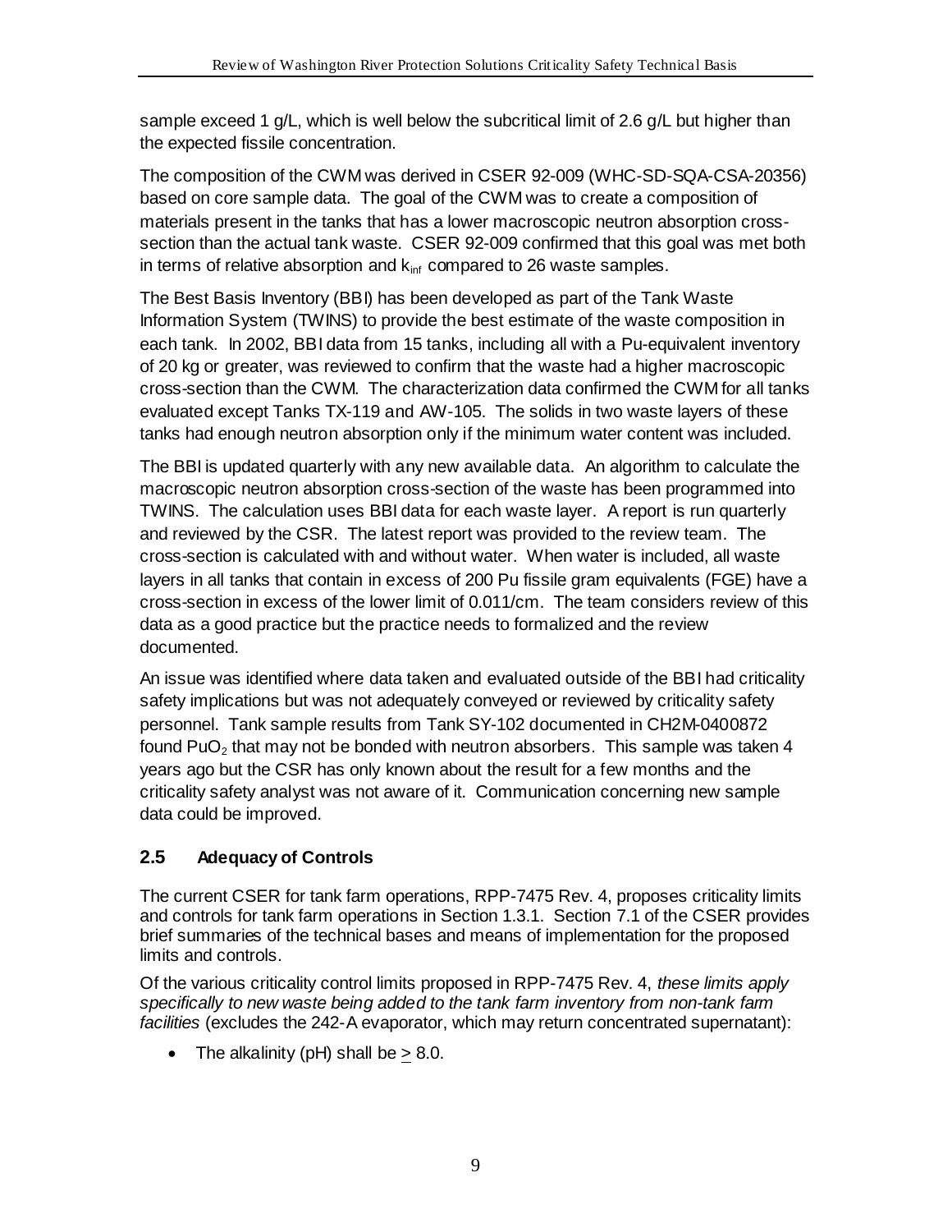sample exceed 1 g/L, which is well below the subcritical limit of 2.6 g/L but higher than the expected fissile concentration.

The composition of the CWM was derived in CSER 92-009 (WHC-SD-SQA-CSA-20356) based on core sample data. The goal of the CWM was to create a composition of materials present in the tanks that has a lower macroscopic neutron absorption cross-section than the actual tank waste. CSER 92-009 confirmed that this goal was met both in terms of relative absorption and $k_{inf}$ compared to 26 waste samples.

The Best Basis Inventory (BBI) has been developed as part of the Tank Waste Information System (TWINS) to provide the best estimate of the waste composition in each tank. In 2002, BBI data from 15 tanks, including all with a Pu-equivalent inventory of 20 kg or greater, was reviewed to confirm that the waste had a higher macroscopic cross-section than the CWM. The characterization data confirmed the CWM for all tanks evaluated except Tanks TX-119 and AW-105. The solids in two waste layers of these tanks had enough neutron absorption only if the minimum water content was included.

The BBI is updated quarterly with any new available data. An algorithm to calculate the macroscopic neutron absorption cross-section of the waste has been programmed into TWINS. The calculation uses BBI data for each waste layer. A report is run quarterly and reviewed by the CSR. The latest report was provided to the review team. The cross-section is calculated with and without water. When water is included, all waste layers in all tanks that contain in excess of 200 Pu fissile gram equivalents (FGE) have a cross-section in excess of the lower limit of 0.011/cm. The team considers review of this data as a good practice but the practice needs to formalized and the review documented.

An issue was identified where data taken and evaluated outside of the BBI had criticality safety implications but was not adequately conveyed or reviewed by criticality safety personnel. Tank sample results from Tank SY-102 documented in CH2M-0400872 found $PuO_2$ that may not be bonded with neutron absorbers. This sample was taken 4 years ago but the CSR has only known about the result for a few months and the criticality safety analyst was not aware of it. Communication concerning new sample data could be improved.

## 2.5 Adequacy of Controls

The current CSER for tank farm operations, RPP-7475 Rev. 4, proposes criticality limits and controls for tank farm operations in Section 1.3.1. Section 7.1 of the CSER provides brief summaries of the technical bases and means of implementation for the proposed limits and controls.

Of the various criticality control limits proposed in RPP-7475 Rev. 4, *these limits apply specifically to new waste being added to the tank farm inventory from non-tank farm facilities* (excludes the 242-A evaporator, which may return concentrated supernatant):

- The alkalinity (pH) shall be $\geq$ 8.0.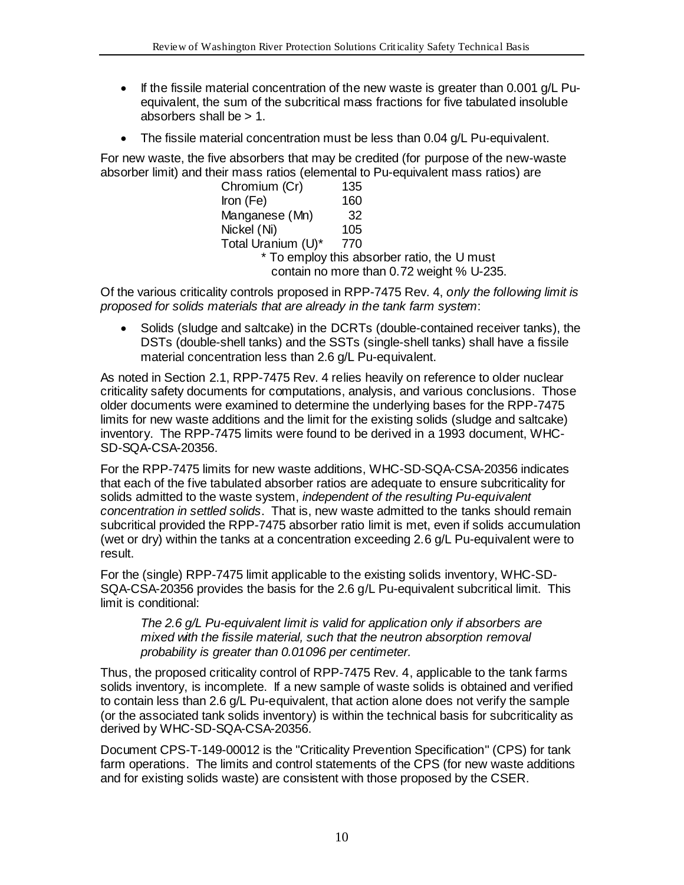- If the fissile material concentration of the new waste is greater than 0.001 g/L Pu-equivalent, the sum of the subcritical mass fractions for five tabulated insoluble absorbers shall be > 1.
- The fissile material concentration must be less than 0.04 g/L Pu-equivalent.

For new waste, the five absorbers that may be credited (for purpose of the new-waste absorber limit) and their mass ratios (elemental to Pu-equivalent mass ratios) are

| | |
|---|---|
| Chromium (Cr) | 135 |
| Iron (Fe) | 160 |
| Manganese (Mn) | 32 |
| Nickel (Ni) | 105 |
| Total Uranium (U)* | 770 |

\* To employ this absorber ratio, the U must contain no more than 0.72 weight % U-235.

Of the various criticality controls proposed in RPP-7475 Rev. 4, *only the following limit is proposed for solids materials that are already in the tank farm system*:

- Solids (sludge and saltcake) in the DCRTs (double-contained receiver tanks), the DSTs (double-shell tanks) and the SSTs (single-shell tanks) shall have a fissile material concentration less than 2.6 g/L Pu-equivalent.

As noted in Section 2.1, RPP-7475 Rev. 4 relies heavily on reference to older nuclear criticality safety documents for computations, analysis, and various conclusions. Those older documents were examined to determine the underlying bases for the RPP-7475 limits for new waste additions and the limit for the existing solids (sludge and saltcake) inventory. The RPP-7475 limits were found to be derived in a 1993 document, WHC-SD-SQA-CSA-20356.

For the RPP-7475 limits for new waste additions, WHC-SD-SQA-CSA-20356 indicates that each of the five tabulated absorber ratios are adequate to ensure subcriticality for solids admitted to the waste system, *independent of the resulting Pu-equivalent concentration in settled solids*. That is, new waste admitted to the tanks should remain subcritical provided the RPP-7475 absorber ratio limit is met, even if solids accumulation (wet or dry) within the tanks at a concentration exceeding 2.6 g/L Pu-equivalent were to result.

For the (single) RPP-7475 limit applicable to the existing solids inventory, WHC-SD-SQA-CSA-20356 provides the basis for the 2.6 g/L Pu-equivalent subcritical limit. This limit is conditional:

> *The 2.6 g/L Pu-equivalent limit is valid for application only if absorbers are mixed with the fissile material, such that the neutron absorption removal probability is greater than 0.01096 per centimeter.*

Thus, the proposed criticality control of RPP-7475 Rev. 4, applicable to the tank farms solids inventory, is incomplete. If a new sample of waste solids is obtained and verified to contain less than 2.6 g/L Pu-equivalent, that action alone does not verify the sample (or the associated tank solids inventory) is within the technical basis for subcriticality as derived by WHC-SD-SQA-CSA-20356.

Document CPS-T-149-00012 is the "Criticality Prevention Specification" (CPS) for tank farm operations. The limits and control statements of the CPS (for new waste additions and for existing solids waste) are consistent with those proposed by the CSER.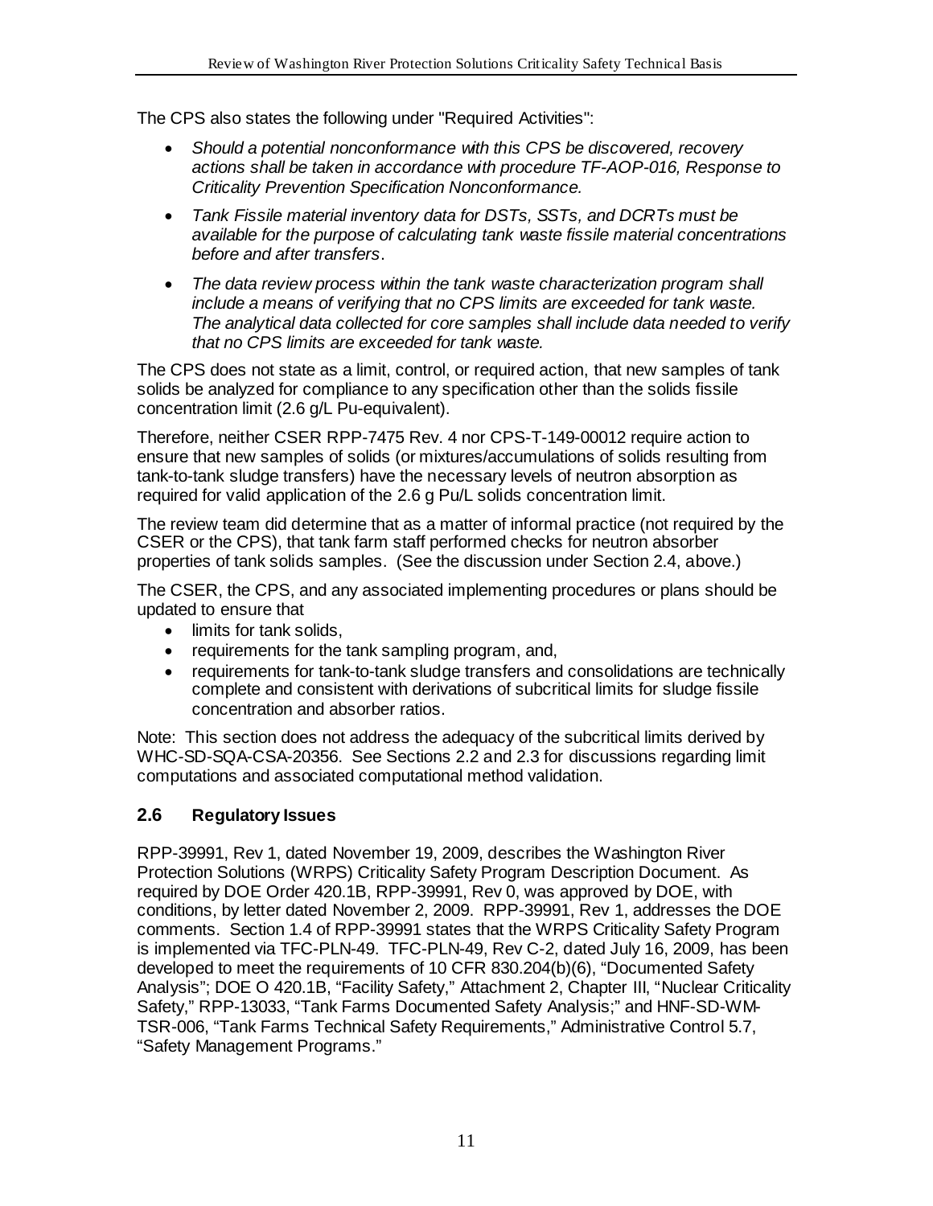The CPS also states the following under "Required Activities":

- *Should a potential nonconformance with this CPS be discovered, recovery actions shall be taken in accordance with procedure TF-AOP-016, Response to Criticality Prevention Specification Nonconformance.*
- *Tank Fissile material inventory data for DSTs, SSTs, and DCRTs must be available for the purpose of calculating tank waste fissile material concentrations before and after transfers*.
- *The data review process within the tank waste characterization program shall include a means of verifying that no CPS limits are exceeded for tank waste. The analytical data collected for core samples shall include data needed to verify that no CPS limits are exceeded for tank waste.*

The CPS does not state as a limit, control, or required action, that new samples of tank solids be analyzed for compliance to any specification other than the solids fissile concentration limit (2.6 g/L Pu-equivalent).

Therefore, neither CSER RPP-7475 Rev. 4 nor CPS-T-149-00012 require action to ensure that new samples of solids (or mixtures/accumulations of solids resulting from tank-to-tank sludge transfers) have the necessary levels of neutron absorption as required for valid application of the 2.6 g Pu/L solids concentration limit.

The review team did determine that as a matter of informal practice (not required by the CSER or the CPS), that tank farm staff performed checks for neutron absorber properties of tank solids samples. (See the discussion under Section 2.4, above.)

The CSER, the CPS, and any associated implementing procedures or plans should be updated to ensure that

- limits for tank solids,
- requirements for the tank sampling program, and,
- requirements for tank-to-tank sludge transfers and consolidations are technically complete and consistent with derivations of subcritical limits for sludge fissile concentration and absorber ratios.

Note: This section does not address the adequacy of the subcritical limits derived by WHC-SD-SQA-CSA-20356. See Sections 2.2 and 2.3 for discussions regarding limit computations and associated computational method validation.

## 2.6 Regulatory Issues

RPP-39991, Rev 1, dated November 19, 2009, describes the Washington River Protection Solutions (WRPS) Criticality Safety Program Description Document. As required by DOE Order 420.1B, RPP-39991, Rev 0, was approved by DOE, with conditions, by letter dated November 2, 2009. RPP-39991, Rev 1, addresses the DOE comments. Section 1.4 of RPP-39991 states that the WRPS Criticality Safety Program is implemented via TFC-PLN-49. TFC-PLN-49, Rev C-2, dated July 16, 2009, has been developed to meet the requirements of 10 CFR 830.204(b)(6), "Documented Safety Analysis"; DOE O 420.1B, "Facility Safety," Attachment 2, Chapter III, "Nuclear Criticality Safety," RPP-13033, "Tank Farms Documented Safety Analysis;" and HNF-SD-WM-TSR-006, "Tank Farms Technical Safety Requirements," Administrative Control 5.7, "Safety Management Programs."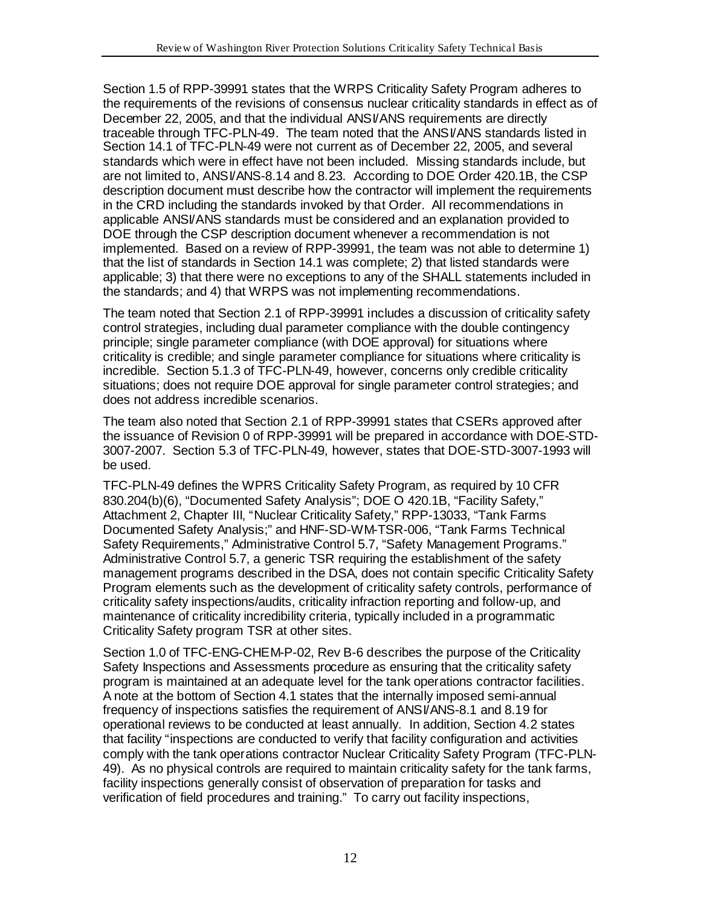Section 1.5 of RPP-39991 states that the WRPS Criticality Safety Program adheres to the requirements of the revisions of consensus nuclear criticality standards in effect as of December 22, 2005, and that the individual ANSI/ANS requirements are directly traceable through TFC-PLN-49. The team noted that the ANSI/ANS standards listed in Section 14.1 of TFC-PLN-49 were not current as of December 22, 2005, and several standards which were in effect have not been included. Missing standards include, but are not limited to, ANSI/ANS-8.14 and 8.23. According to DOE Order 420.1B, the CSP description document must describe how the contractor will implement the requirements in the CRD including the standards invoked by that Order. All recommendations in applicable ANSI/ANS standards must be considered and an explanation provided to DOE through the CSP description document whenever a recommendation is not implemented. Based on a review of RPP-39991, the team was not able to determine 1) that the list of standards in Section 14.1 was complete; 2) that listed standards were applicable; 3) that there were no exceptions to any of the SHALL statements included in the standards; and 4) that WRPS was not implementing recommendations.

The team noted that Section 2.1 of RPP-39991 includes a discussion of criticality safety control strategies, including dual parameter compliance with the double contingency principle; single parameter compliance (with DOE approval) for situations where criticality is credible; and single parameter compliance for situations where criticality is incredible. Section 5.1.3 of TFC-PLN-49, however, concerns only credible criticality situations; does not require DOE approval for single parameter control strategies; and does not address incredible scenarios.

The team also noted that Section 2.1 of RPP-39991 states that CSERs approved after the issuance of Revision 0 of RPP-39991 will be prepared in accordance with DOE-STD-3007-2007. Section 5.3 of TFC-PLN-49, however, states that DOE-STD-3007-1993 will be used.

TFC-PLN-49 defines the WPRS Criticality Safety Program, as required by 10 CFR 830.204(b)(6), "Documented Safety Analysis"; DOE O 420.1B, "Facility Safety," Attachment 2, Chapter III, "Nuclear Criticality Safety," RPP-13033, "Tank Farms Documented Safety Analysis;" and HNF-SD-WM-TSR-006, "Tank Farms Technical Safety Requirements," Administrative Control 5.7, "Safety Management Programs." Administrative Control 5.7, a generic TSR requiring the establishment of the safety management programs described in the DSA, does not contain specific Criticality Safety Program elements such as the development of criticality safety controls, performance of criticality safety inspections/audits, criticality infraction reporting and follow-up, and maintenance of criticality incredibility criteria, typically included in a programmatic Criticality Safety program TSR at other sites.

Section 1.0 of TFC-ENG-CHEM-P-02, Rev B-6 describes the purpose of the Criticality Safety Inspections and Assessments procedure as ensuring that the criticality safety program is maintained at an adequate level for the tank operations contractor facilities. A note at the bottom of Section 4.1 states that the internally imposed semi-annual frequency of inspections satisfies the requirement of ANSI/ANS-8.1 and 8.19 for operational reviews to be conducted at least annually. In addition, Section 4.2 states that facility "inspections are conducted to verify that facility configuration and activities comply with the tank operations contractor Nuclear Criticality Safety Program (TFC-PLN-49). As no physical controls are required to maintain criticality safety for the tank farms, facility inspections generally consist of observation of preparation for tasks and verification of field procedures and training." To carry out facility inspections,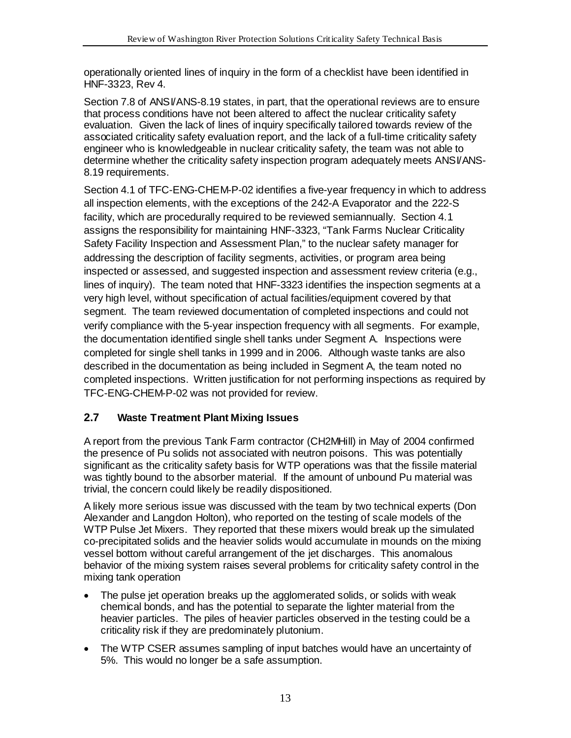operationally oriented lines of inquiry in the form of a checklist have been identified in HNF-3323, Rev 4.

Section 7.8 of ANSI/ANS-8.19 states, in part, that the operational reviews are to ensure that process conditions have not been altered to affect the nuclear criticality safety evaluation. Given the lack of lines of inquiry specifically tailored towards review of the associated criticality safety evaluation report, and the lack of a full-time criticality safety engineer who is knowledgeable in nuclear criticality safety, the team was not able to determine whether the criticality safety inspection program adequately meets ANSI/ANS-8.19 requirements.

Section 4.1 of TFC-ENG-CHEM-P-02 identifies a five-year frequency in which to address all inspection elements, with the exceptions of the 242-A Evaporator and the 222-S facility, which are procedurally required to be reviewed semiannually. Section 4.1 assigns the responsibility for maintaining HNF-3323, "Tank Farms Nuclear Criticality Safety Facility Inspection and Assessment Plan," to the nuclear safety manager for addressing the description of facility segments, activities, or program area being inspected or assessed, and suggested inspection and assessment review criteria (e.g., lines of inquiry). The team noted that HNF-3323 identifies the inspection segments at a very high level, without specification of actual facilities/equipment covered by that segment. The team reviewed documentation of completed inspections and could not verify compliance with the 5-year inspection frequency with all segments. For example, the documentation identified single shell tanks under Segment A. Inspections were completed for single shell tanks in 1999 and in 2006. Although waste tanks are also described in the documentation as being included in Segment A, the team noted no completed inspections. Written justification for not performing inspections as required by TFC-ENG-CHEM-P-02 was not provided for review.

## 2.7 Waste Treatment Plant Mixing Issues

A report from the previous Tank Farm contractor (CH2MHill) in May of 2004 confirmed the presence of Pu solids not associated with neutron poisons. This was potentially significant as the criticality safety basis for WTP operations was that the fissile material was tightly bound to the absorber material. If the amount of unbound Pu material was trivial, the concern could likely be readily dispositioned.

A likely more serious issue was discussed with the team by two technical experts (Don Alexander and Langdon Holton), who reported on the testing of scale models of the WTP Pulse Jet Mixers. They reported that these mixers would break up the simulated co-precipitated solids and the heavier solids would accumulate in mounds on the mixing vessel bottom without careful arrangement of the jet discharges. This anomalous behavior of the mixing system raises several problems for criticality safety control in the mixing tank operation

- The pulse jet operation breaks up the agglomerated solids, or solids with weak chemical bonds, and has the potential to separate the lighter material from the heavier particles. The piles of heavier particles observed in the testing could be a criticality risk if they are predominately plutonium.
- The WTP CSER assumes sampling of input batches would have an uncertainty of 5%. This would no longer be a safe assumption.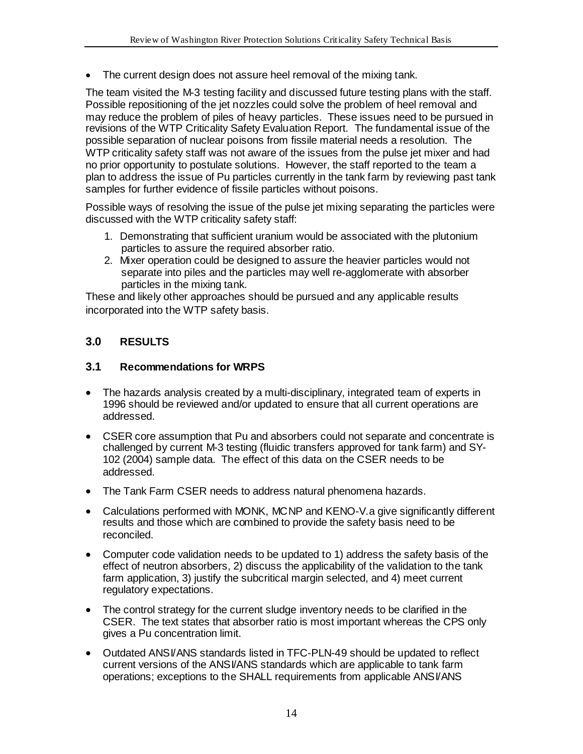- The current design does not assure heel removal of the mixing tank.

The team visited the M-3 testing facility and discussed future testing plans with the staff. Possible repositioning of the jet nozzles could solve the problem of heel removal and may reduce the problem of piles of heavy particles. These issues need to be pursued in revisions of the WTP Criticality Safety Evaluation Report. The fundamental issue of the possible separation of nuclear poisons from fissile material needs a resolution. The WTP criticality safety staff was not aware of the issues from the pulse jet mixer and had no prior opportunity to postulate solutions. However, the staff reported to the team a plan to address the issue of Pu particles currently in the tank farm by reviewing past tank samples for further evidence of fissile particles without poisons.

Possible ways of resolving the issue of the pulse jet mixing separating the particles were discussed with the WTP criticality safety staff:

1. Demonstrating that sufficient uranium would be associated with the plutonium particles to assure the required absorber ratio.
2. Mixer operation could be designed to assure the heavier particles would not separate into piles and the particles may well re-agglomerate with absorber particles in the mixing tank.

These and likely other approaches should be pursued and any applicable results incorporated into the WTP safety basis.

## 3.0 RESULTS

### 3.1 Recommendations for WRPS

- The hazards analysis created by a multi-disciplinary, integrated team of experts in 1996 should be reviewed and/or updated to ensure that all current operations are addressed.
- CSER core assumption that Pu and absorbers could not separate and concentrate is challenged by current M-3 testing (fluidic transfers approved for tank farm) and SY-102 (2004) sample data. The effect of this data on the CSER needs to be addressed.
- The Tank Farm CSER needs to address natural phenomena hazards.
- Calculations performed with MONK, MCNP and KENO-V.a give significantly different results and those which are combined to provide the safety basis need to be reconciled.
- Computer code validation needs to be updated to 1) address the safety basis of the effect of neutron absorbers, 2) discuss the applicability of the validation to the tank farm application, 3) justify the subcritical margin selected, and 4) meet current regulatory expectations.
- The control strategy for the current sludge inventory needs to be clarified in the CSER. The text states that absorber ratio is most important whereas the CPS only gives a Pu concentration limit.
- Outdated ANSI/ANS standards listed in TFC-PLN-49 should be updated to reflect current versions of the ANSI/ANS standards which are applicable to tank farm operations; exceptions to the SHALL requirements from applicable ANSI/ANS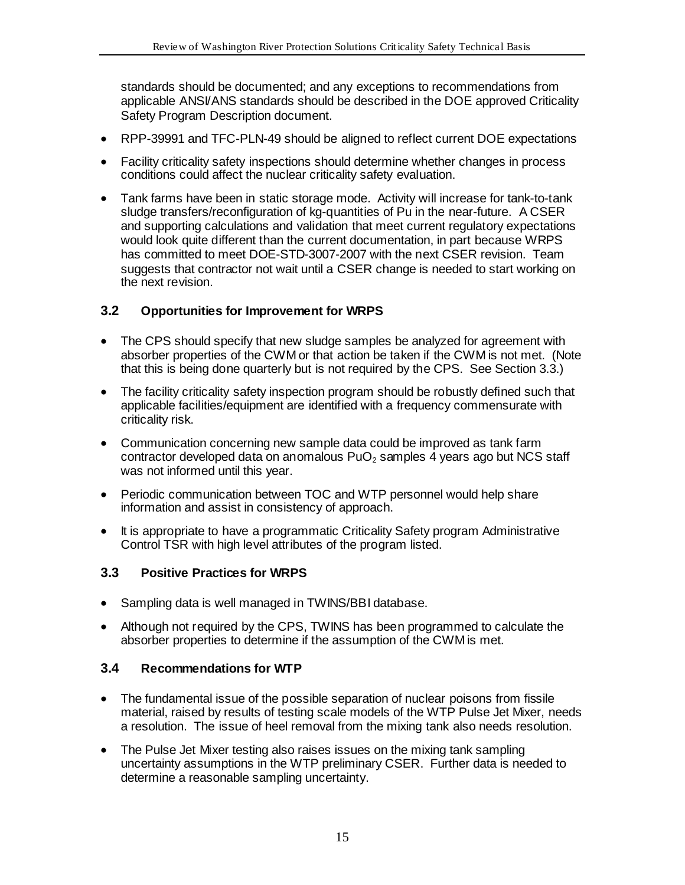standards should be documented; and any exceptions to recommendations from applicable ANSI/ANS standards should be described in the DOE approved Criticality Safety Program Description document.

- RPP-39991 and TFC-PLN-49 should be aligned to reflect current DOE expectations
- Facility criticality safety inspections should determine whether changes in process conditions could affect the nuclear criticality safety evaluation.
- Tank farms have been in static storage mode. Activity will increase for tank-to-tank sludge transfers/reconfiguration of kg-quantities of Pu in the near-future. A CSER and supporting calculations and validation that meet current regulatory expectations would look quite different than the current documentation, in part because WRPS has committed to meet DOE-STD-3007-2007 with the next CSER revision. Team suggests that contractor not wait until a CSER change is needed to start working on the next revision.

### 3.2 Opportunities for Improvement for WRPS

- The CPS should specify that new sludge samples be analyzed for agreement with absorber properties of the CWM or that action be taken if the CWM is not met. (Note that this is being done quarterly but is not required by the CPS. See Section 3.3.)
- The facility criticality safety inspection program should be robustly defined such that applicable facilities/equipment are identified with a frequency commensurate with criticality risk.
- Communication concerning new sample data could be improved as tank farm contractor developed data on anomalous $PuO_2$ samples 4 years ago but NCS staff was not informed until this year.
- Periodic communication between TOC and WTP personnel would help share information and assist in consistency of approach.
- It is appropriate to have a programmatic Criticality Safety program Administrative Control TSR with high level attributes of the program listed.

### 3.3 Positive Practices for WRPS

- Sampling data is well managed in TWINS/BBI database.
- Although not required by the CPS, TWINS has been programmed to calculate the absorber properties to determine if the assumption of the CWM is met.

### 3.4 Recommendations for WTP

- The fundamental issue of the possible separation of nuclear poisons from fissile material, raised by results of testing scale models of the WTP Pulse Jet Mixer, needs a resolution. The issue of heel removal from the mixing tank also needs resolution.
- The Pulse Jet Mixer testing also raises issues on the mixing tank sampling uncertainty assumptions in the WTP preliminary CSER. Further data is needed to determine a reasonable sampling uncertainty.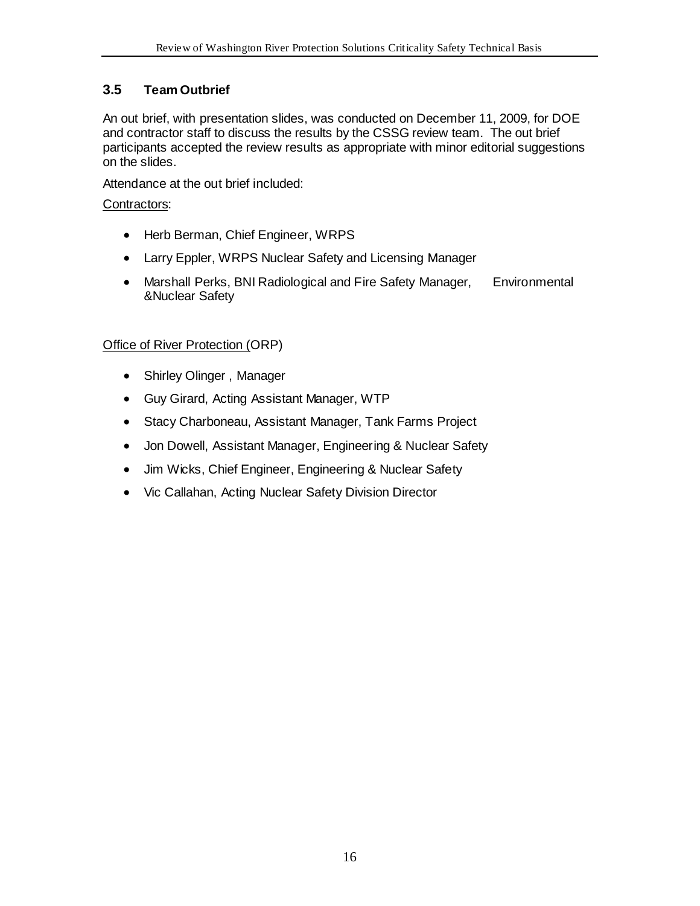### 3.5 Team Outbrief

An out brief, with presentation slides, was conducted on December 11, 2009, for DOE and contractor staff to discuss the results by the CSSG review team. The out brief participants accepted the review results as appropriate with minor editorial suggestions on the slides.

Attendance at the out brief included:

Contractors:

- Herb Berman, Chief Engineer, WRPS
- Larry Eppler, WRPS Nuclear Safety and Licensing Manager
- Marshall Perks, BNI Radiological and Fire Safety Manager, Environmental &Nuclear Safety

Office of River Protection (ORP)

- Shirley Olinger , Manager
- Guy Girard, Acting Assistant Manager, WTP
- Stacy Charboneau, Assistant Manager, Tank Farms Project
- Jon Dowell, Assistant Manager, Engineering & Nuclear Safety
- Jim Wicks, Chief Engineer, Engineering & Nuclear Safety
- Vic Callahan, Acting Nuclear Safety Division Director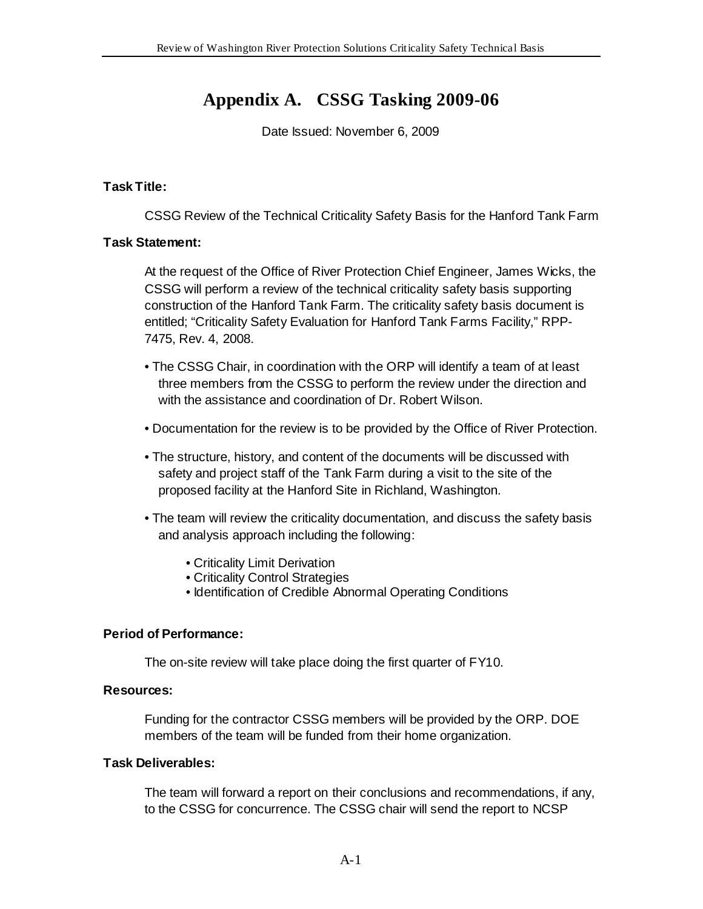# Appendix A. CSSG Tasking 2009-06

Date Issued: November 6, 2009

**Task Title:**

CSSG Review of the Technical Criticality Safety Basis for the Hanford Tank Farm

**Task Statement:**

At the request of the Office of River Protection Chief Engineer, James Wicks, the CSSG will perform a review of the technical criticality safety basis supporting construction of the Hanford Tank Farm. The criticality safety basis document is entitled; "Criticality Safety Evaluation for Hanford Tank Farms Facility," RPP-7475, Rev. 4, 2008.

- The CSSG Chair, in coordination with the ORP will identify a team of at least three members from the CSSG to perform the review under the direction and with the assistance and coordination of Dr. Robert Wilson.
- Documentation for the review is to be provided by the Office of River Protection.
- The structure, history, and content of the documents will be discussed with safety and project staff of the Tank Farm during a visit to the site of the proposed facility at the Hanford Site in Richland, Washington.
- The team will review the criticality documentation, and discuss the safety basis and analysis approach including the following:
  - Criticality Limit Derivation
  - Criticality Control Strategies
  - Identification of Credible Abnormal Operating Conditions

**Period of Performance:**

The on-site review will take place doing the first quarter of FY10.

**Resources:**

Funding for the contractor CSSG members will be provided by the ORP. DOE members of the team will be funded from their home organization.

**Task Deliverables:**

The team will forward a report on their conclusions and recommendations, if any, to the CSSG for concurrence. The CSSG chair will send the report to NCSP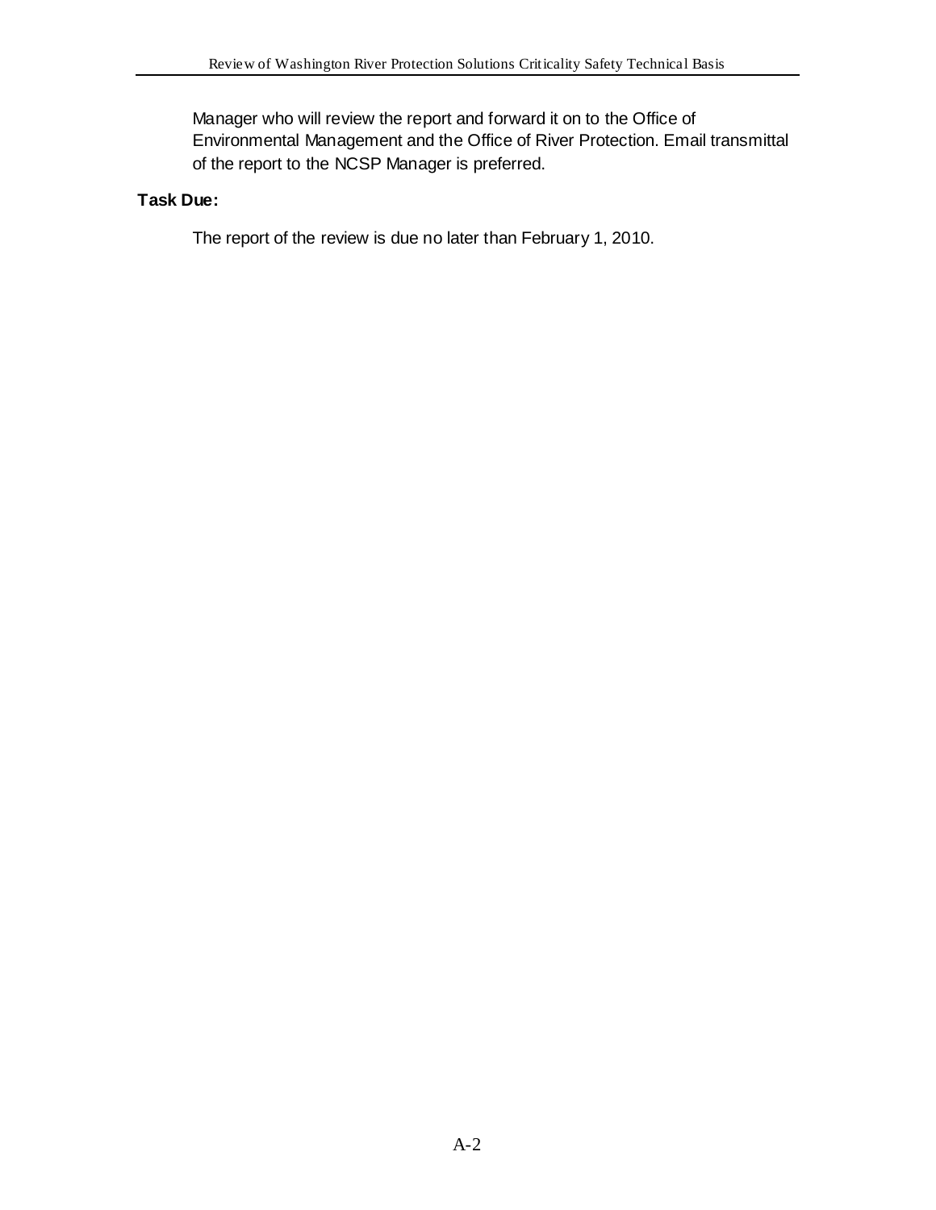Manager who will review the report and forward it on to the Office of Environmental Management and the Office of River Protection. Email transmittal of the report to the NCSP Manager is preferred.

**Task Due:**

The report of the review is due no later than February 1, 2010.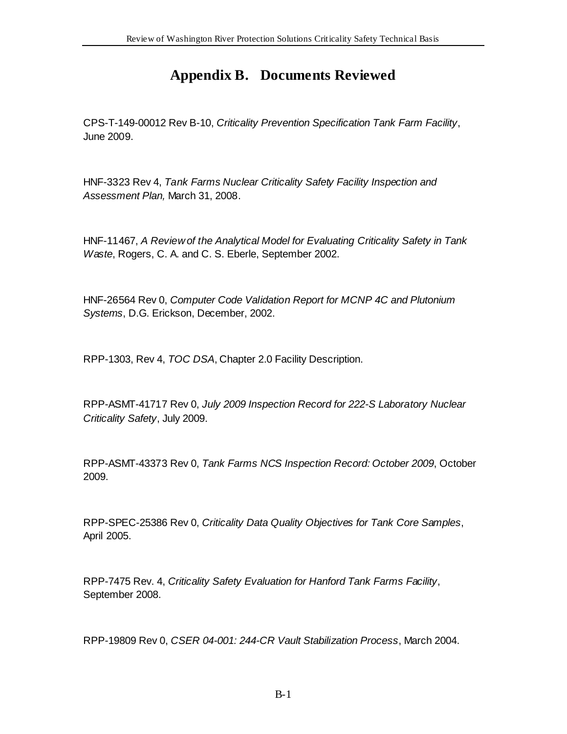# Appendix B. Documents Reviewed

CPS-T-149-00012 Rev B-10, *Criticality Prevention Specification Tank Farm Facility*, June 2009.

HNF-3323 Rev 4, *Tank Farms Nuclear Criticality Safety Facility Inspection and Assessment Plan,* March 31, 2008.

HNF-11467, *A Review of the Analytical Model for Evaluating Criticality Safety in Tank Waste*, Rogers, C. A. and C. S. Eberle, September 2002.

HNF-26564 Rev 0, *Computer Code Validation Report for MCNP 4C and Plutonium Systems*, D.G. Erickson, December, 2002.

RPP-1303, Rev 4, *TOC DSA*, Chapter 2.0 Facility Description.

RPP-ASMT-41717 Rev 0, *July 2009 Inspection Record for 222-S Laboratory Nuclear Criticality Safety*, July 2009.

RPP-ASMT-43373 Rev 0, *Tank Farms NCS Inspection Record: October 2009*, October 2009.

RPP-SPEC-25386 Rev 0, *Criticality Data Quality Objectives for Tank Core Samples*, April 2005.

RPP-7475 Rev. 4, *Criticality Safety Evaluation for Hanford Tank Farms Facility*, September 2008.

RPP-19809 Rev 0, *CSER 04-001: 244-CR Vault Stabilization Process*, March 2004.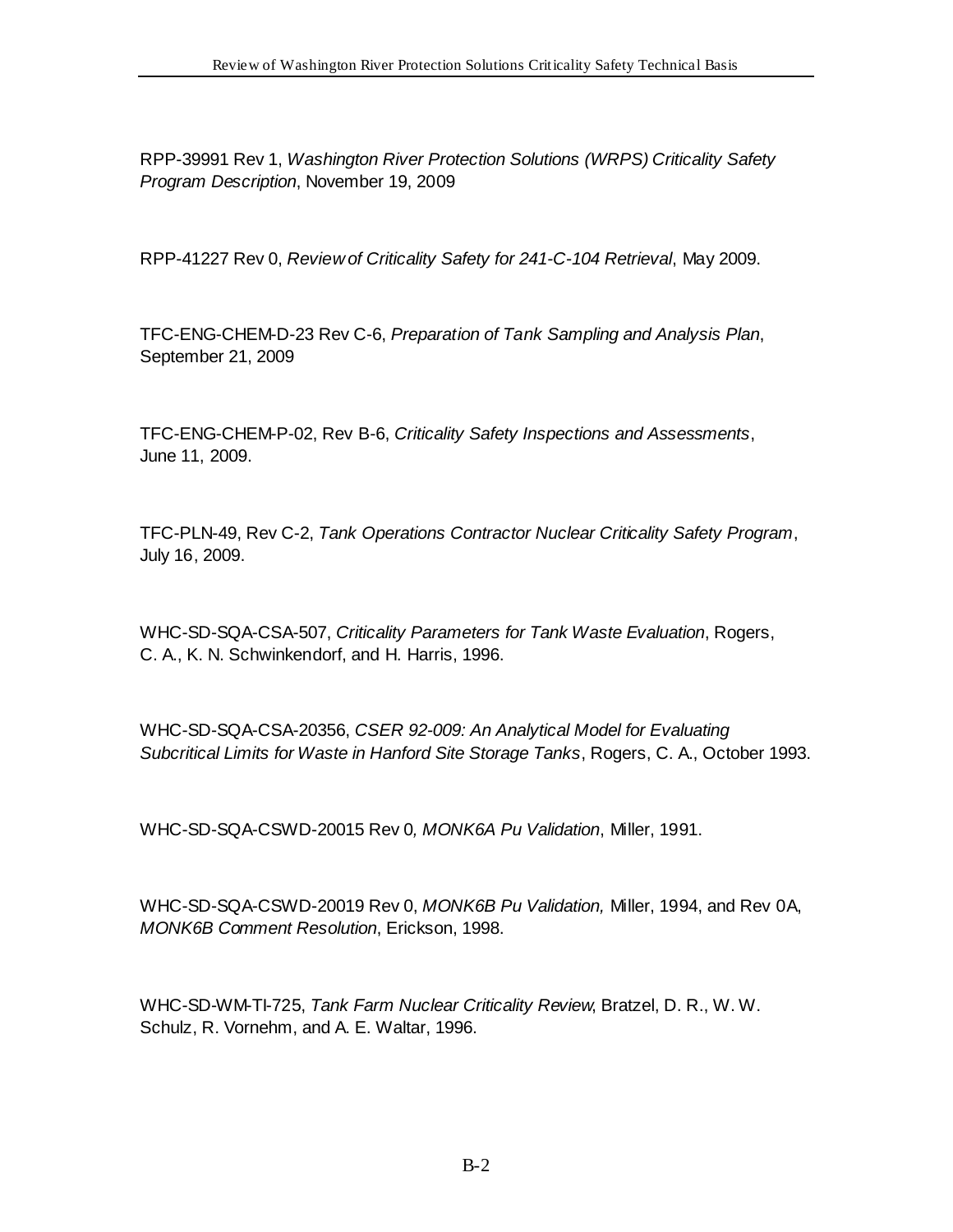RPP-39991 Rev 1, *Washington River Protection Solutions (WRPS) Criticality Safety Program Description*, November 19, 2009

RPP-41227 Rev 0, *Review of Criticality Safety for 241-C-104 Retrieval*, May 2009.

TFC-ENG-CHEM-D-23 Rev C-6, *Preparation of Tank Sampling and Analysis Plan*, September 21, 2009

TFC-ENG-CHEM-P-02, Rev B-6, *Criticality Safety Inspections and Assessments*, June 11, 2009.

TFC-PLN-49, Rev C-2, *Tank Operations Contractor Nuclear Criticality Safety Program*, July 16, 2009.

WHC-SD-SQA-CSA-507, *Criticality Parameters for Tank Waste Evaluation*, Rogers, C. A., K. N. Schwinkendorf, and H. Harris, 1996.

WHC-SD-SQA-CSA-20356, *CSER 92-009: An Analytical Model for Evaluating Subcritical Limits for Waste in Hanford Site Storage Tanks*, Rogers, C. A., October 1993.

WHC-SD-SQA-CSWD-20015 Rev 0*, MONK6A Pu Validation*, Miller, 1991.

WHC-SD-SQA-CSWD-20019 Rev 0, *MONK6B Pu Validation,* Miller, 1994, and Rev 0A, *MONK6B Comment Resolution*, Erickson, 1998.

WHC-SD-WM-TI-725, *Tank Farm Nuclear Criticality Review*, Bratzel, D. R., W. W. Schulz, R. Vornehm, and A. E. Waltar, 1996.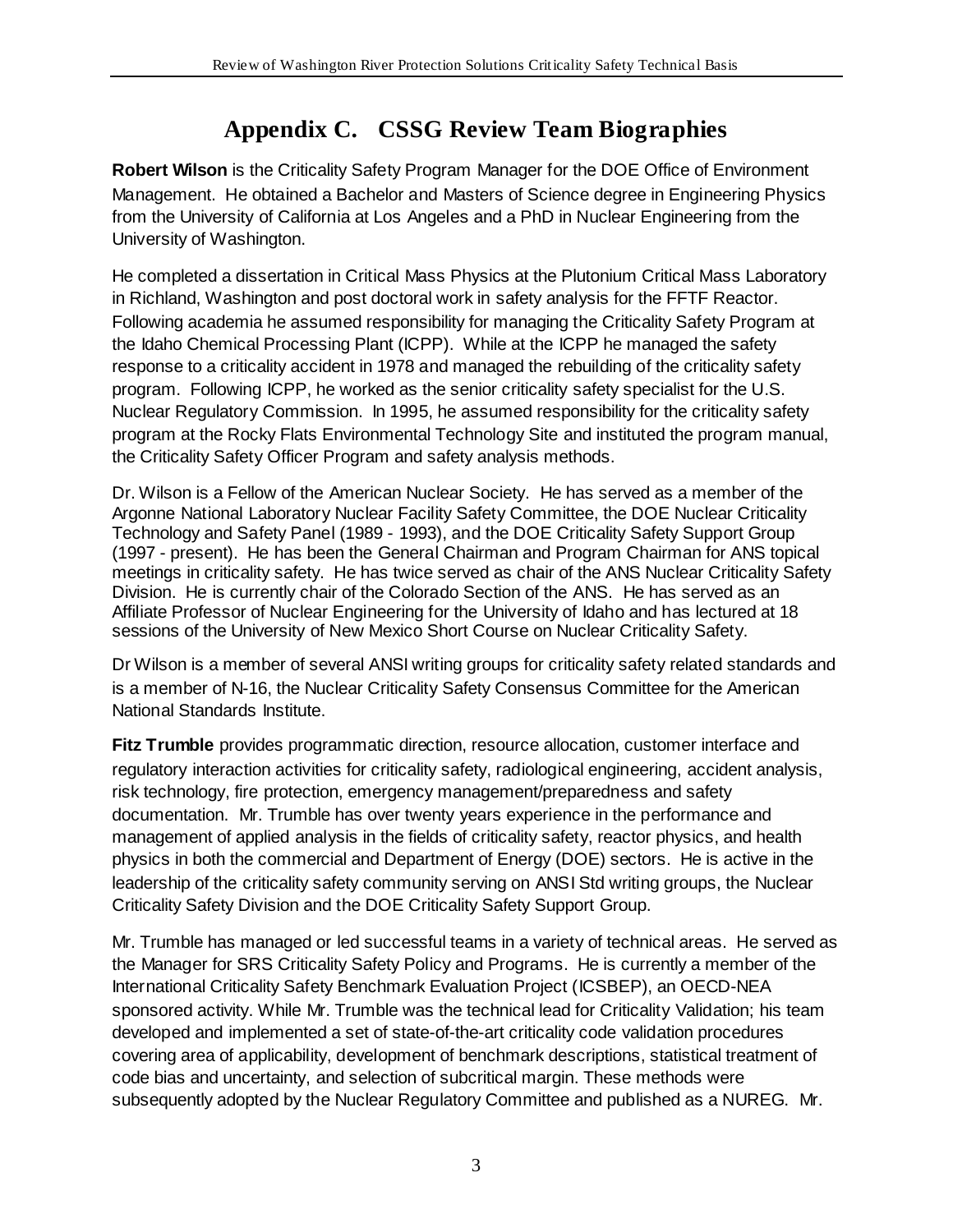# Appendix C. CSSG Review Team Biographies

**Robert Wilson** is the Criticality Safety Program Manager for the DOE Office of Environment Management. He obtained a Bachelor and Masters of Science degree in Engineering Physics from the University of California at Los Angeles and a PhD in Nuclear Engineering from the University of Washington.

He completed a dissertation in Critical Mass Physics at the Plutonium Critical Mass Laboratory in Richland, Washington and post doctoral work in safety analysis for the FFTF Reactor. Following academia he assumed responsibility for managing the Criticality Safety Program at the Idaho Chemical Processing Plant (ICPP). While at the ICPP he managed the safety response to a criticality accident in 1978 and managed the rebuilding of the criticality safety program. Following ICPP, he worked as the senior criticality safety specialist for the U.S. Nuclear Regulatory Commission. In 1995, he assumed responsibility for the criticality safety program at the Rocky Flats Environmental Technology Site and instituted the program manual, the Criticality Safety Officer Program and safety analysis methods.

Dr. Wilson is a Fellow of the American Nuclear Society. He has served as a member of the Argonne National Laboratory Nuclear Facility Safety Committee, the DOE Nuclear Criticality Technology and Safety Panel (1989 - 1993), and the DOE Criticality Safety Support Group (1997 - present). He has been the General Chairman and Program Chairman for ANS topical meetings in criticality safety. He has twice served as chair of the ANS Nuclear Criticality Safety Division. He is currently chair of the Colorado Section of the ANS. He has served as an Affiliate Professor of Nuclear Engineering for the University of Idaho and has lectured at 18 sessions of the University of New Mexico Short Course on Nuclear Criticality Safety.

Dr Wilson is a member of several ANSI writing groups for criticality safety related standards and is a member of N-16, the Nuclear Criticality Safety Consensus Committee for the American National Standards Institute.

**Fitz Trumble** provides programmatic direction, resource allocation, customer interface and regulatory interaction activities for criticality safety, radiological engineering, accident analysis, risk technology, fire protection, emergency management/preparedness and safety documentation. Mr. Trumble has over twenty years experience in the performance and management of applied analysis in the fields of criticality safety, reactor physics, and health physics in both the commercial and Department of Energy (DOE) sectors. He is active in the leadership of the criticality safety community serving on ANSI Std writing groups, the Nuclear Criticality Safety Division and the DOE Criticality Safety Support Group.

Mr. Trumble has managed or led successful teams in a variety of technical areas. He served as the Manager for SRS Criticality Safety Policy and Programs. He is currently a member of the International Criticality Safety Benchmark Evaluation Project (ICSBEP), an OECD-NEA sponsored activity. While Mr. Trumble was the technical lead for Criticality Validation; his team developed and implemented a set of state-of-the-art criticality code validation procedures covering area of applicability, development of benchmark descriptions, statistical treatment of code bias and uncertainty, and selection of subcritical margin. These methods were subsequently adopted by the Nuclear Regulatory Committee and published as a NUREG. Mr.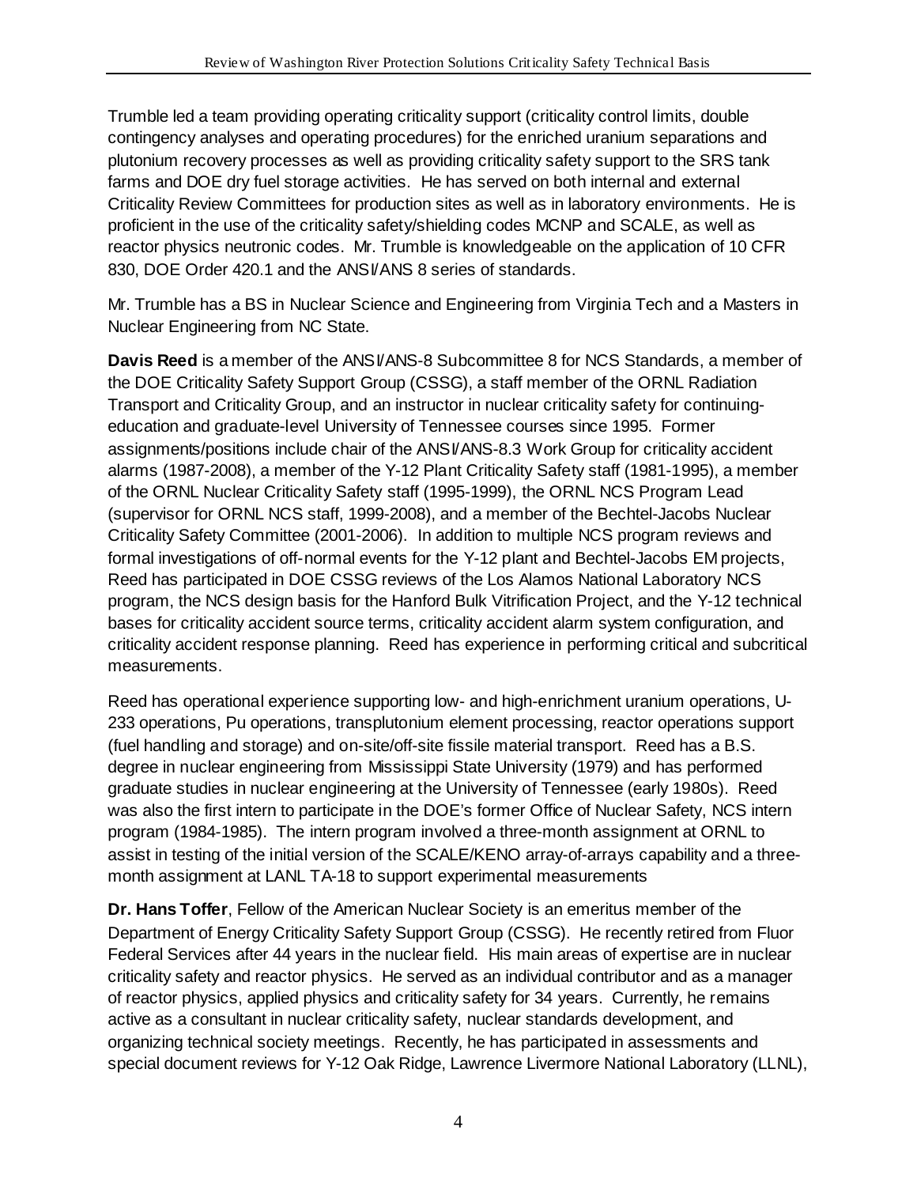Trumble led a team providing operating criticality support (criticality control limits, double contingency analyses and operating procedures) for the enriched uranium separations and plutonium recovery processes as well as providing criticality safety support to the SRS tank farms and DOE dry fuel storage activities. He has served on both internal and external Criticality Review Committees for production sites as well as in laboratory environments. He is proficient in the use of the criticality safety/shielding codes MCNP and SCALE, as well as reactor physics neutronic codes. Mr. Trumble is knowledgeable on the application of 10 CFR 830, DOE Order 420.1 and the ANSI/ANS 8 series of standards.

Mr. Trumble has a BS in Nuclear Science and Engineering from Virginia Tech and a Masters in Nuclear Engineering from NC State.

**Davis Reed** is a member of the ANSI/ANS-8 Subcommittee 8 for NCS Standards, a member of the DOE Criticality Safety Support Group (CSSG), a staff member of the ORNL Radiation Transport and Criticality Group, and an instructor in nuclear criticality safety for continuing-education and graduate-level University of Tennessee courses since 1995. Former assignments/positions include chair of the ANSI/ANS-8.3 Work Group for criticality accident alarms (1987-2008), a member of the Y-12 Plant Criticality Safety staff (1981-1995), a member of the ORNL Nuclear Criticality Safety staff (1995-1999), the ORNL NCS Program Lead (supervisor for ORNL NCS staff, 1999-2008), and a member of the Bechtel-Jacobs Nuclear Criticality Safety Committee (2001-2006). In addition to multiple NCS program reviews and formal investigations of off-normal events for the Y-12 plant and Bechtel-Jacobs EM projects, Reed has participated in DOE CSSG reviews of the Los Alamos National Laboratory NCS program, the NCS design basis for the Hanford Bulk Vitrification Project, and the Y-12 technical bases for criticality accident source terms, criticality accident alarm system configuration, and criticality accident response planning. Reed has experience in performing critical and subcritical measurements.

Reed has operational experience supporting low- and high-enrichment uranium operations, U-233 operations, Pu operations, transplutonium element processing, reactor operations support (fuel handling and storage) and on-site/off-site fissile material transport. Reed has a B.S. degree in nuclear engineering from Mississippi State University (1979) and has performed graduate studies in nuclear engineering at the University of Tennessee (early 1980s). Reed was also the first intern to participate in the DOE's former Office of Nuclear Safety, NCS intern program (1984-1985). The intern program involved a three-month assignment at ORNL to assist in testing of the initial version of the SCALE/KENO array-of-arrays capability and a three-month assignment at LANL TA-18 to support experimental measurements

**Dr. Hans Toffer**, Fellow of the American Nuclear Society is an emeritus member of the Department of Energy Criticality Safety Support Group (CSSG). He recently retired from Fluor Federal Services after 44 years in the nuclear field. His main areas of expertise are in nuclear criticality safety and reactor physics. He served as an individual contributor and as a manager of reactor physics, applied physics and criticality safety for 34 years. Currently, he remains active as a consultant in nuclear criticality safety, nuclear standards development, and organizing technical society meetings. Recently, he has participated in assessments and special document reviews for Y-12 Oak Ridge, Lawrence Livermore National Laboratory (LLNL),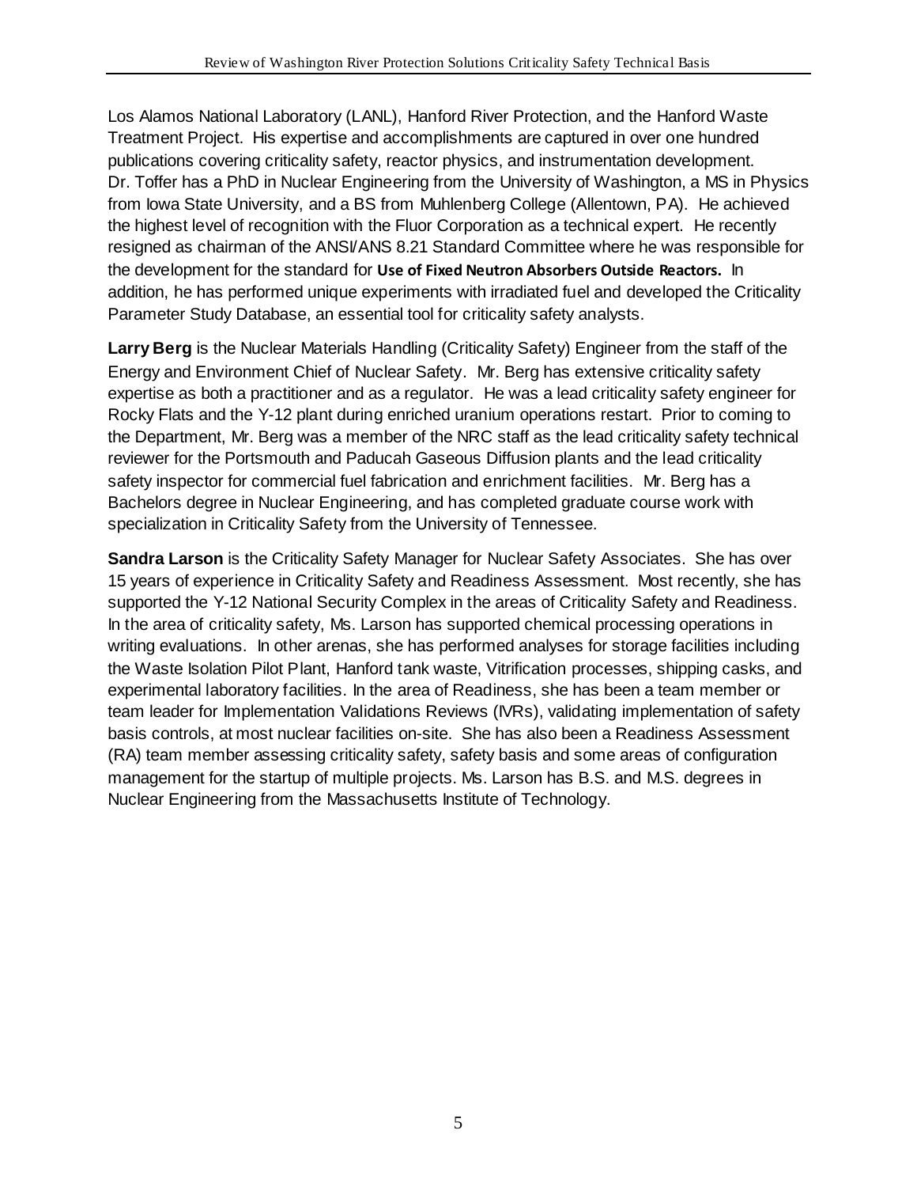Los Alamos National Laboratory (LANL), Hanford River Protection, and the Hanford Waste Treatment Project. His expertise and accomplishments are captured in over one hundred publications covering criticality safety, reactor physics, and instrumentation development. Dr. Toffer has a PhD in Nuclear Engineering from the University of Washington, a MS in Physics from Iowa State University, and a BS from Muhlenberg College (Allentown, PA). He achieved the highest level of recognition with the Fluor Corporation as a technical expert. He recently resigned as chairman of the ANSI/ANS 8.21 Standard Committee where he was responsible for the development for the standard for **Use of Fixed Neutron Absorbers Outside Reactors.** In addition, he has performed unique experiments with irradiated fuel and developed the Criticality Parameter Study Database, an essential tool for criticality safety analysts.

**Larry Berg** is the Nuclear Materials Handling (Criticality Safety) Engineer from the staff of the Energy and Environment Chief of Nuclear Safety. Mr. Berg has extensive criticality safety expertise as both a practitioner and as a regulator. He was a lead criticality safety engineer for Rocky Flats and the Y-12 plant during enriched uranium operations restart. Prior to coming to the Department, Mr. Berg was a member of the NRC staff as the lead criticality safety technical reviewer for the Portsmouth and Paducah Gaseous Diffusion plants and the lead criticality safety inspector for commercial fuel fabrication and enrichment facilities. Mr. Berg has a Bachelors degree in Nuclear Engineering, and has completed graduate course work with specialization in Criticality Safety from the University of Tennessee.

**Sandra Larson** is the Criticality Safety Manager for Nuclear Safety Associates. She has over 15 years of experience in Criticality Safety and Readiness Assessment. Most recently, she has supported the Y-12 National Security Complex in the areas of Criticality Safety and Readiness. In the area of criticality safety, Ms. Larson has supported chemical processing operations in writing evaluations. In other arenas, she has performed analyses for storage facilities including the Waste Isolation Pilot Plant, Hanford tank waste, Vitrification processes, shipping casks, and experimental laboratory facilities. In the area of Readiness, she has been a team member or team leader for Implementation Validations Reviews (IVRs), validating implementation of safety basis controls, at most nuclear facilities on-site. She has also been a Readiness Assessment (RA) team member assessing criticality safety, safety basis and some areas of configuration management for the startup of multiple projects. Ms. Larson has B.S. and M.S. degrees in Nuclear Engineering from the Massachusetts Institute of Technology.